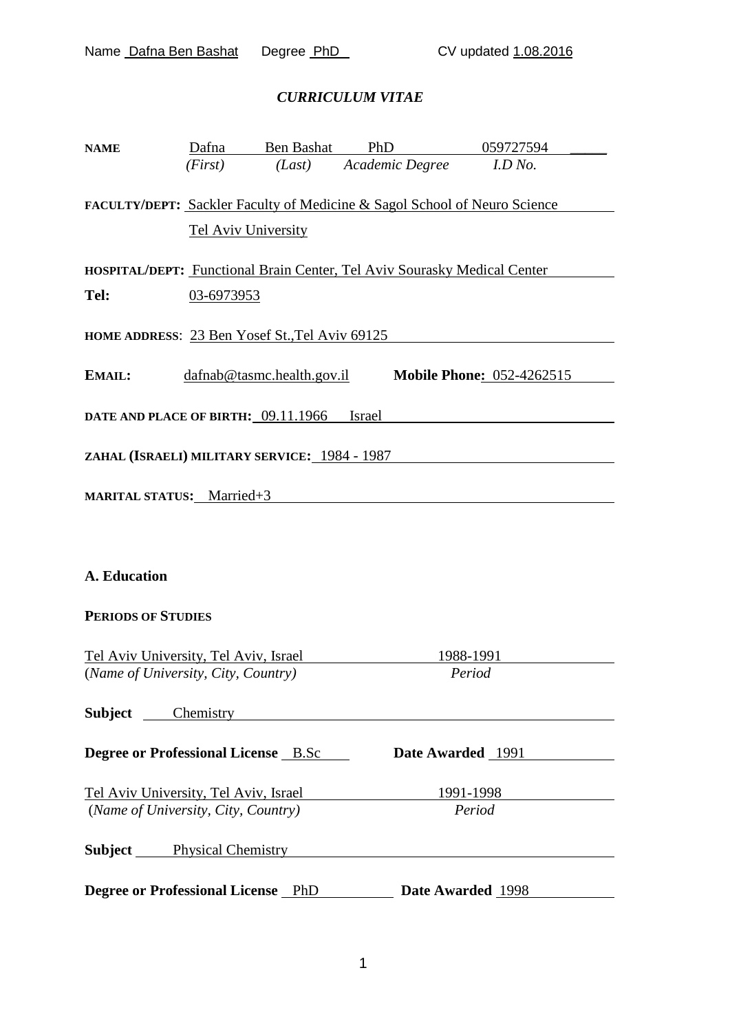Name Dafna Ben Bashat Degree PhD CV updated 1.08.2016

# *CURRICULUM VITAE*

| **NAME** | Dafna | Ben Bashat | PhD | 059727594 |
|---|---|---|---|---|
| | *(First)* | *(Last)* | *Academic Degree* | *I.D No.* |

**FACULTY/DEPT:** Sackler Faculty of Medicine & Sagol School of Neuro Science Tel Aviv University

**HOSPITAL/DEPT:** Functional Brain Center, Tel Aviv Sourasky Medical Center

**Tel:** 03-6973953

**HOME ADDRESS**: 23 Ben Yosef St.,Tel Aviv 69125

**EMAIL:** dafnab@tasmc.health.gov.il **Mobile Phone:** 052-4262515

**DATE AND PLACE OF BIRTH:** 09.11.1966 Israel

**ZAHAL (ISRAELI) MILITARY SERVICE:** 1984 - 1987

**MARITAL STATUS:** Married+3

## A. Education

### PERIODS OF STUDIES

Tel Aviv University, Tel Aviv, Israel — 1988-1991
(*Name of University, City, Country*) — *Period*

**Subject** Chemistry

**Degree or Professional License** B.Sc **Date Awarded** 1991

Tel Aviv University, Tel Aviv, Israel — 1991-1998
(*Name of University, City, Country*) — *Period*

**Subject** Physical Chemistry

**Degree or Professional License** PhD **Date Awarded** 1998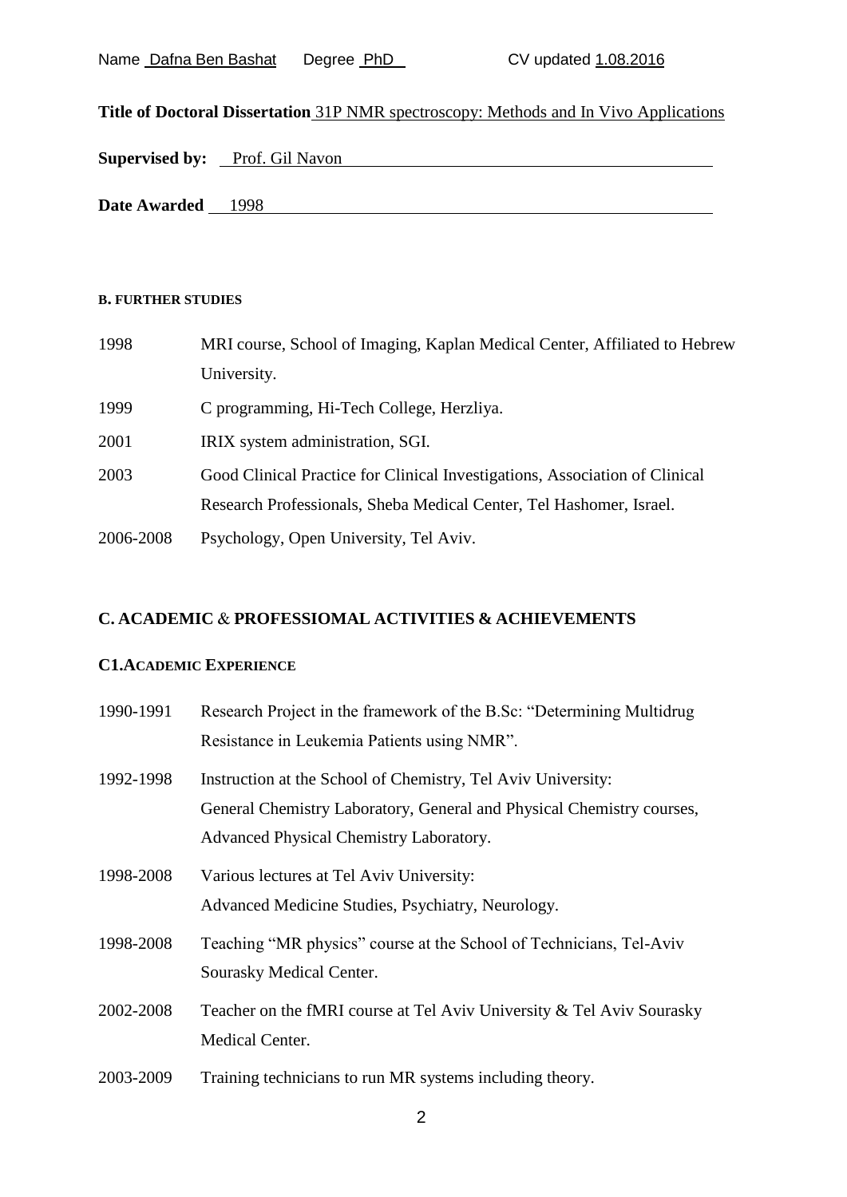Name Dafna Ben Bashat Degree PhD CV updated 1.08.2016

**Title of Doctoral Dissertation** 31P NMR spectroscopy: Methods and In Vivo Applications

**Supervised by:** Prof. Gil Navon

**Date Awarded** 1998

#### B. FURTHER STUDIES

| | |
|---|---|
| 1998 | MRI course, School of Imaging, Kaplan Medical Center, Affiliated to Hebrew University. |
| 1999 | C programming, Hi-Tech College, Herzliya. |
| 2001 | IRIX system administration, SGI. |
| 2003 | Good Clinical Practice for Clinical Investigations, Association of Clinical Research Professionals, Sheba Medical Center, Tel Hashomer, Israel. |
| 2006-2008 | Psychology, Open University, Tel Aviv. |

## C. ACADEMIC & PROFESSIOMAL ACTIVITIES & ACHIEVEMENTS

### C1. ACADEMIC EXPERIENCE

| | |
|---|---|
| 1990-1991 | Research Project in the framework of the B.Sc: "Determining Multidrug Resistance in Leukemia Patients using NMR". |
| 1992-1998 | Instruction at the School of Chemistry, Tel Aviv University: General Chemistry Laboratory, General and Physical Chemistry courses, Advanced Physical Chemistry Laboratory. |
| 1998-2008 | Various lectures at Tel Aviv University: Advanced Medicine Studies, Psychiatry, Neurology. |
| 1998-2008 | Teaching "MR physics" course at the School of Technicians, Tel-Aviv Sourasky Medical Center. |
| 2002-2008 | Teacher on the fMRI course at Tel Aviv University & Tel Aviv Sourasky Medical Center. |
| 2003-2009 | Training technicians to run MR systems including theory. |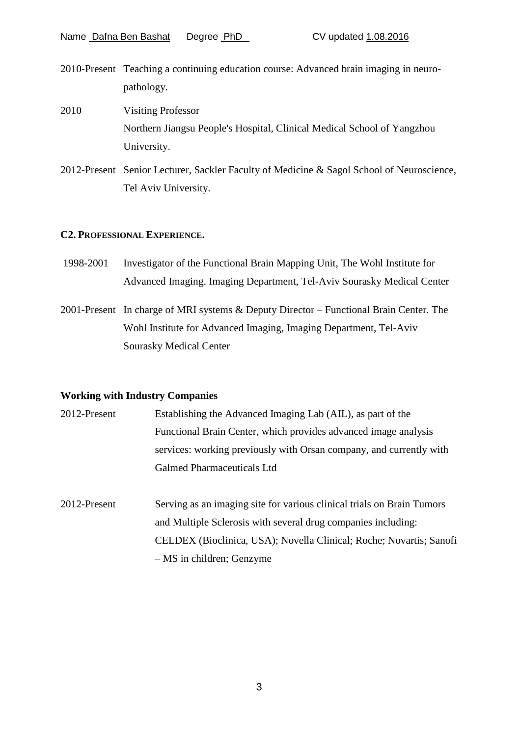2010-Present Teaching a continuing education course: Advanced brain imaging in neuro-pathology.

2010 Visiting Professor
Northern Jiangsu People's Hospital, Clinical Medical School of Yangzhou University.

2012-Present Senior Lecturer, Sackler Faculty of Medicine & Sagol School of Neuroscience, Tel Aviv University.

### C2. Professional Experience.

1998-2001 Investigator of the Functional Brain Mapping Unit, The Wohl Institute for Advanced Imaging. Imaging Department, Tel-Aviv Sourasky Medical Center

2001-Present In charge of MRI systems & Deputy Director – Functional Brain Center. The Wohl Institute for Advanced Imaging, Imaging Department, Tel-Aviv Sourasky Medical Center

### Working with Industry Companies

2012-Present Establishing the Advanced Imaging Lab (AIL), as part of the Functional Brain Center, which provides advanced image analysis services: working previously with Orsan company, and currently with Galmed Pharmaceuticals Ltd

2012-Present Serving as an imaging site for various clinical trials on Brain Tumors and Multiple Sclerosis with several drug companies including: CELDEX (Bioclinica, USA); Novella Clinical; Roche; Novartis; Sanofi – MS in children; Genzyme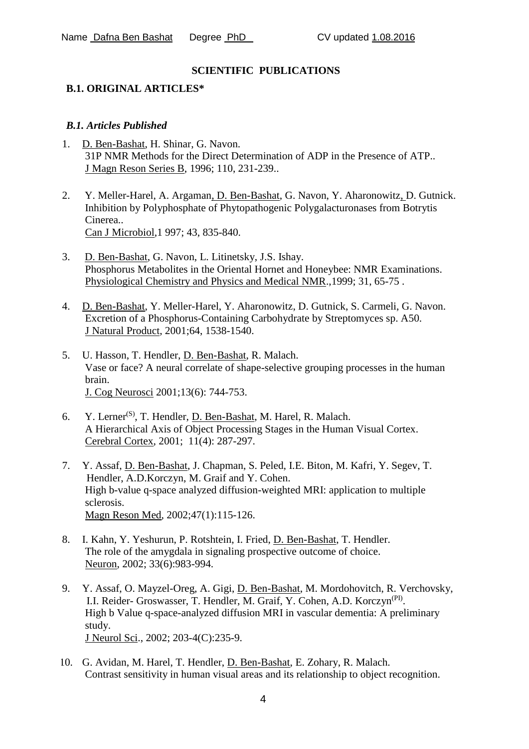Name Dafna Ben Bashat Degree PhD CV updated 1.08.2016

## SCIENTIFIC PUBLICATIONS

### B.1. ORIGINAL ARTICLES*

#### *B.1. Articles Published*

1. D. Ben-Bashat, H. Shinar, G. Navon.
   31P NMR Methods for the Direct Determination of ADP in the Presence of ATP..
   J Magn Reson Series B, 1996; 110, 231-239..

2. Y. Meller-Harel, A. Argaman, D. Ben-Bashat, G. Navon, Y. Aharonowitz, D. Gutnick.
   Inhibition by Polyphosphate of Phytopathogenic Polygalacturonases from Botrytis Cinerea..
   Can J Microbiol,1 997; 43, 835-840.

3. D. Ben-Bashat, G. Navon, L. Litinetsky, J.S. Ishay.
   Phosphorus Metabolites in the Oriental Hornet and Honeybee: NMR Examinations.
   Physiological Chemistry and Physics and Medical NMR.,1999; 31, 65-75 .

4. D. Ben-Bashat, Y. Meller-Harel, Y. Aharonowitz, D. Gutnick, S. Carmeli, G. Navon.
   Excretion of a Phosphorus-Containing Carbohydrate by Streptomyces sp. A50.
   J Natural Product, 2001;64, 1538-1540.

5. U. Hasson, T. Hendler, D. Ben-Bashat, R. Malach.
   Vase or face? A neural correlate of shape-selective grouping processes in the human brain.
   J. Cog Neurosci 2001;13(6): 744-753.

6. Y. Lerner[(S)], T. Hendler, D. Ben-Bashat, M. Harel, R. Malach.
   A Hierarchical Axis of Object Processing Stages in the Human Visual Cortex.
   Cerebral Cortex, 2001; 11(4): 287-297.

7. Y. Assaf, D. Ben-Bashat, J. Chapman, S. Peled, I.E. Biton, M. Kafri, Y. Segev, T. Hendler, A.D.Korczyn, M. Graif and Y. Cohen.
   High b-value q-space analyzed diffusion-weighted MRI: application to multiple sclerosis.
   Magn Reson Med, 2002;47(1):115-126.

8. I. Kahn, Y. Yeshurun, P. Rotshtein, I. Fried, D. Ben-Bashat, T. Hendler.
   The role of the amygdala in signaling prospective outcome of choice.
   Neuron, 2002; 33(6):983-994.

9. Y. Assaf, O. Mayzel-Oreg, A. Gigi, D. Ben-Bashat, M. Mordohovitch, R. Verchovsky, I.I. Reider- Groswasser, T. Hendler, M. Graif, Y. Cohen, A.D. Korczyn[(PI)].
   High b Value q-space-analyzed diffusion MRI in vascular dementia: A preliminary study.
   J Neurol Sci., 2002; 203-4(C):235-9.

10. G. Avidan, M. Harel, T. Hendler, D. Ben-Bashat, E. Zohary, R. Malach.
    Contrast sensitivity in human visual areas and its relationship to object recognition.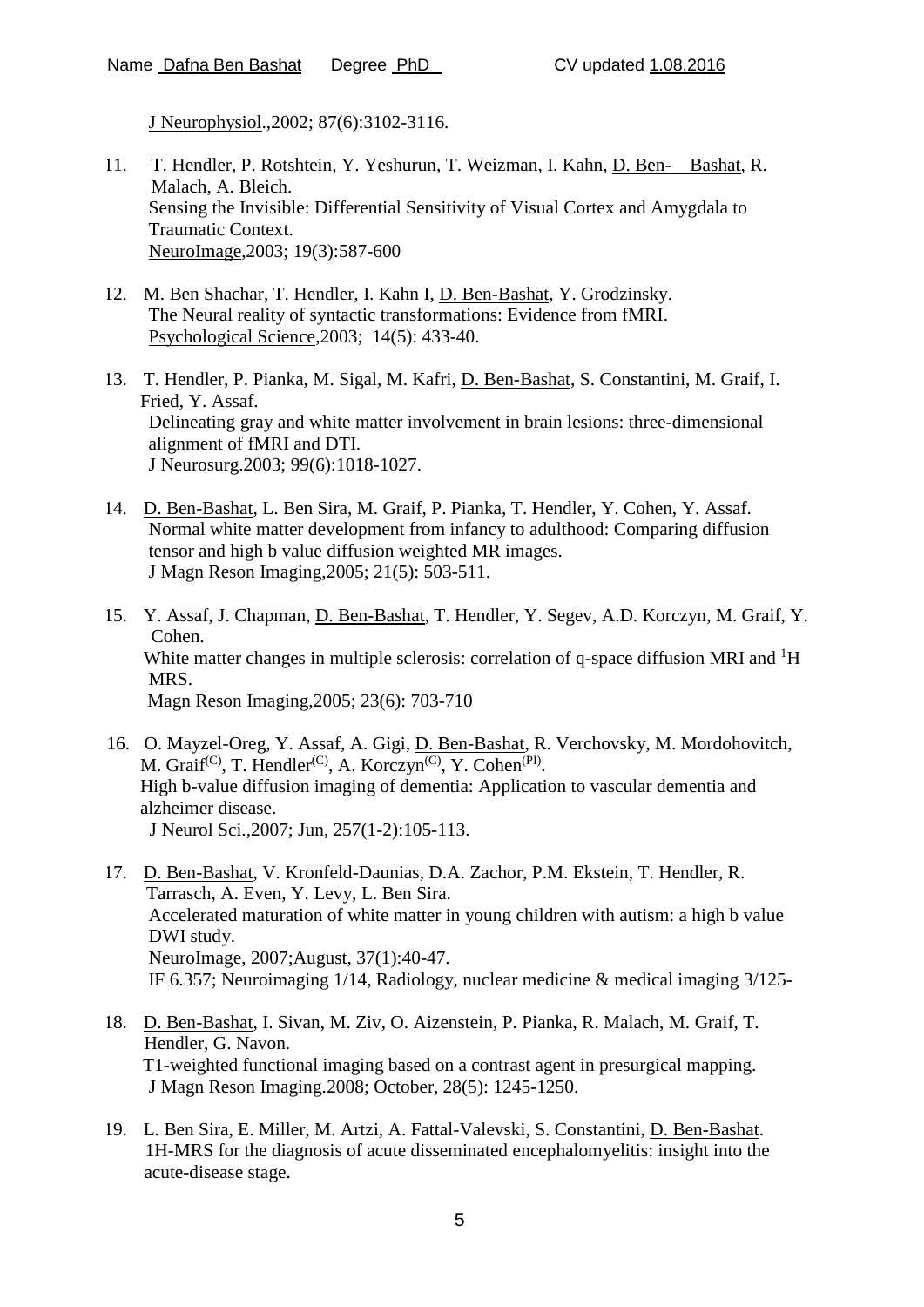J Neurophysiol.,2002; 87(6):3102-3116.

11. T. Hendler, P. Rotshtein, Y. Yeshurun, T. Weizman, I. Kahn, D. Ben- Bashat, R. Malach, A. Bleich.
    Sensing the Invisible: Differential Sensitivity of Visual Cortex and Amygdala to Traumatic Context.
    NeuroImage,2003; 19(3):587-600

12. M. Ben Shachar, T. Hendler, I. Kahn I, D. Ben-Bashat, Y. Grodzinsky.
    The Neural reality of syntactic transformations: Evidence from fMRI.
    Psychological Science,2003; 14(5): 433-40.

13. T. Hendler, P. Pianka, M. Sigal, M. Kafri, D. Ben-Bashat, S. Constantini, M. Graif, I. Fried, Y. Assaf.
    Delineating gray and white matter involvement in brain lesions: three-dimensional alignment of fMRI and DTI.
    J Neurosurg.2003; 99(6):1018-1027.

14. D. Ben-Bashat, L. Ben Sira, M. Graif, P. Pianka, T. Hendler, Y. Cohen, Y. Assaf.
    Normal white matter development from infancy to adulthood: Comparing diffusion tensor and high b value diffusion weighted MR images.
    J Magn Reson Imaging,2005; 21(5): 503-511.

15. Y. Assaf, J. Chapman, D. Ben-Bashat, T. Hendler, Y. Segev, A.D. Korczyn, M. Graif, Y. Cohen.
    White matter changes in multiple sclerosis: correlation of q-space diffusion MRI and $^{1}$H MRS.
    Magn Reson Imaging,2005; 23(6): 703-710

16. O. Mayzel-Oreg, Y. Assaf, A. Gigi, D. Ben-Bashat, R. Verchovsky, M. Mordohovitch, M. Graif[(C)], T. Hendler[(C)], A. Korczyn[(C)], Y. Cohen[(PI)].
    High b-value diffusion imaging of dementia: Application to vascular dementia and alzheimer disease.
    J Neurol Sci.,2007; Jun, 257(1-2):105-113.

17. D. Ben-Bashat, V. Kronfeld-Daunias, D.A. Zachor, P.M. Ekstein, T. Hendler, R. Tarrasch, A. Even, Y. Levy, L. Ben Sira.
    Accelerated maturation of white matter in young children with autism: a high b value DWI study.
    NeuroImage, 2007;August, 37(1):40-47.
    IF 6.357; Neuroimaging 1/14, Radiology, nuclear medicine & medical imaging 3/125-

18. D. Ben-Bashat, I. Sivan, M. Ziv, O. Aizenstein, P. Pianka, R. Malach, M. Graif, T. Hendler, G. Navon.
    T1-weighted functional imaging based on a contrast agent in presurgical mapping.
    J Magn Reson Imaging.2008; October, 28(5): 1245-1250.

19. L. Ben Sira, E. Miller, M. Artzi, A. Fattal-Valevski, S. Constantini, D. Ben-Bashat.
    1H-MRS for the diagnosis of acute disseminated encephalomyelitis: insight into the acute-disease stage.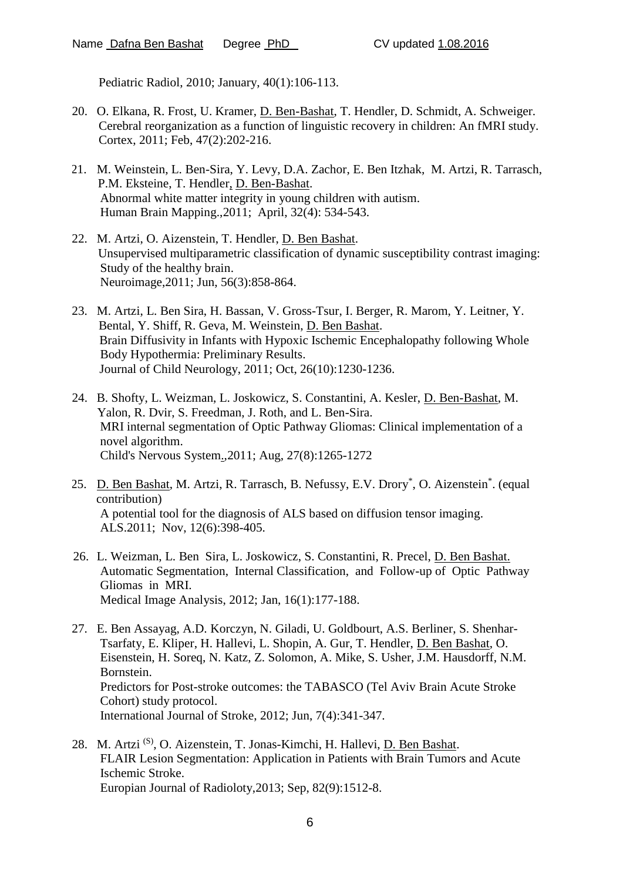Pediatric Radiol, 2010; January, 40(1):106-113.

20. O. Elkana, R. Frost, U. Kramer, D. Ben-Bashat, T. Hendler, D. Schmidt, A. Schweiger. Cerebral reorganization as a function of linguistic recovery in children: An fMRI study. Cortex, 2011; Feb, 47(2):202-216.

21. M. Weinstein, L. Ben-Sira, Y. Levy, D.A. Zachor, E. Ben Itzhak, M. Artzi, R. Tarrasch, P.M. Eksteine, T. Hendler, D. Ben-Bashat. Abnormal white matter integrity in young children with autism. Human Brain Mapping.,2011; April, 32(4): 534-543.

22. M. Artzi, O. Aizenstein, T. Hendler, D. Ben Bashat. Unsupervised multiparametric classification of dynamic susceptibility contrast imaging: Study of the healthy brain. Neuroimage,2011; Jun, 56(3):858-864.

23. M. Artzi, L. Ben Sira, H. Bassan, V. Gross-Tsur, I. Berger, R. Marom, Y. Leitner, Y. Bental, Y. Shiff, R. Geva, M. Weinstein, D. Ben Bashat. Brain Diffusivity in Infants with Hypoxic Ischemic Encephalopathy following Whole Body Hypothermia: Preliminary Results. Journal of Child Neurology, 2011; Oct, 26(10):1230-1236.

24. B. Shofty, L. Weizman, L. Joskowicz, S. Constantini, A. Kesler, D. Ben-Bashat, M. Yalon, R. Dvir, S. Freedman, J. Roth, and L. Ben-Sira. MRI internal segmentation of Optic Pathway Gliomas: Clinical implementation of a novel algorithm. Child's Nervous System.,2011; Aug, 27(8):1265-1272

25. D. Ben Bashat, M. Artzi, R. Tarrasch, B. Nefussy, E.V. Drory*, O. Aizenstein*. (equal contribution) A potential tool for the diagnosis of ALS based on diffusion tensor imaging. ALS.2011; Nov, 12(6):398-405.

26. L. Weizman, L. Ben Sira, L. Joskowicz, S. Constantini, R. Precel, D. Ben Bashat. Automatic Segmentation, Internal Classification, and Follow-up of Optic Pathway Gliomas in MRI. Medical Image Analysis, 2012; Jan, 16(1):177-188.

27. E. Ben Assayag, A.D. Korczyn, N. Giladi, U. Goldbourt, A.S. Berliner, S. Shenhar-Tsarfaty, E. Kliper, H. Hallevi, L. Shopin, A. Gur, T. Hendler, D. Ben Bashat, O. Eisenstein, H. Soreq, N. Katz, Z. Solomon, A. Mike, S. Usher, J.M. Hausdorff, N.M. Bornstein. Predictors for Post-stroke outcomes: the TABASCO (Tel Aviv Brain Acute Stroke Cohort) study protocol. International Journal of Stroke, 2012; Jun, 7(4):341-347.

28. M. Artzi [(S)], O. Aizenstein, T. Jonas-Kimchi, H. Hallevi, D. Ben Bashat. FLAIR Lesion Segmentation: Application in Patients with Brain Tumors and Acute Ischemic Stroke. Europian Journal of Radioloty,2013; Sep, 82(9):1512-8.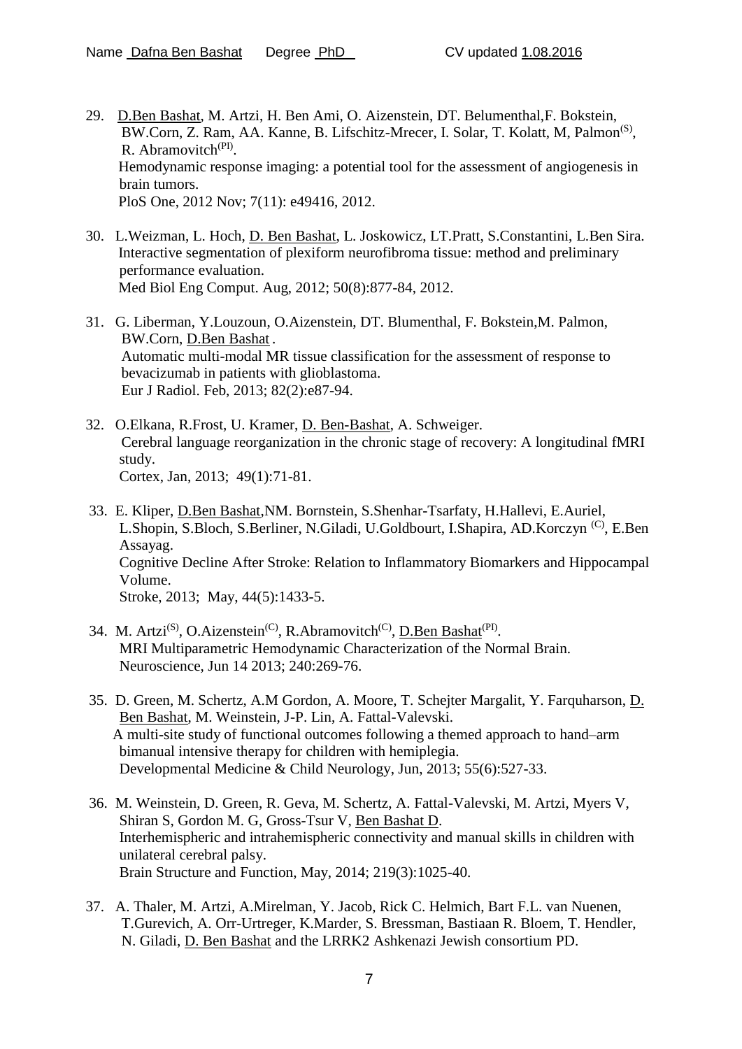29. D.Ben Bashat, M. Artzi, H. Ben Ami, O. Aizenstein, DT. Belumenthal,F. Bokstein, BW.Corn, Z. Ram, AA. Kanne, B. Lifschitz-Mrecer, I. Solar, T. Kolatt, M, Palmon[(S)], R. Abramovitch[(PI)].
Hemodynamic response imaging: a potential tool for the assessment of angiogenesis in brain tumors.
PloS One, 2012 Nov; 7(11): e49416, 2012.

30. L.Weizman, L. Hoch, D. Ben Bashat, L. Joskowicz, LT.Pratt, S.Constantini, L.Ben Sira.
Interactive segmentation of plexiform neurofibroma tissue: method and preliminary performance evaluation.
Med Biol Eng Comput. Aug, 2012; 50(8):877-84, 2012.

31. G. Liberman, Y.Louzoun, O.Aizenstein, DT. Blumenthal, F. Bokstein,M. Palmon, BW.Corn, D.Ben Bashat .
Automatic multi-modal MR tissue classification for the assessment of response to bevacizumab in patients with glioblastoma.
Eur J Radiol. Feb, 2013; 82(2):e87-94.

32. O.Elkana, R.Frost, U. Kramer, D. Ben-Bashat, A. Schweiger.
Cerebral language reorganization in the chronic stage of recovery: A longitudinal fMRI study.
Cortex, Jan, 2013; 49(1):71-81.

33. E. Kliper, D.Ben Bashat,NM. Bornstein, S.Shenhar-Tsarfaty, H.Hallevi, E.Auriel, L.Shopin, S.Bloch, S.Berliner, N.Giladi, U.Goldbourt, I.Shapira, AD.Korczyn [(C)], E.Ben Assayag.
Cognitive Decline After Stroke: Relation to Inflammatory Biomarkers and Hippocampal Volume.
Stroke, 2013; May, 44(5):1433-5.

34. M. Artzi[(S)], O.Aizenstein[(C)], R.Abramovitch[(C)], D.Ben Bashat[(PI)].
MRI Multiparametric Hemodynamic Characterization of the Normal Brain.
Neuroscience, Jun 14 2013; 240:269-76.

35. D. Green, M. Schertz, A.M Gordon, A. Moore, T. Schejter Margalit, Y. Farquharson, D. Ben Bashat, M. Weinstein, J-P. Lin, A. Fattal-Valevski.
A multi-site study of functional outcomes following a themed approach to hand–arm bimanual intensive therapy for children with hemiplegia.
Developmental Medicine & Child Neurology, Jun, 2013; 55(6):527-33.

36. M. Weinstein, D. Green, R. Geva, M. Schertz, A. Fattal-Valevski, M. Artzi, Myers V, Shiran S, Gordon M. G, Gross-Tsur V, Ben Bashat D.
Interhemispheric and intrahemispheric connectivity and manual skills in children with unilateral cerebral palsy.
Brain Structure and Function, May, 2014; 219(3):1025-40.

37. A. Thaler, M. Artzi, A.Mirelman, Y. Jacob, Rick C. Helmich, Bart F.L. van Nuenen, T.Gurevich, A. Orr-Urtreger, K.Marder, S. Bressman, Bastiaan R. Bloem, T. Hendler, N. Giladi, D. Ben Bashat and the LRRK2 Ashkenazi Jewish consortium PD.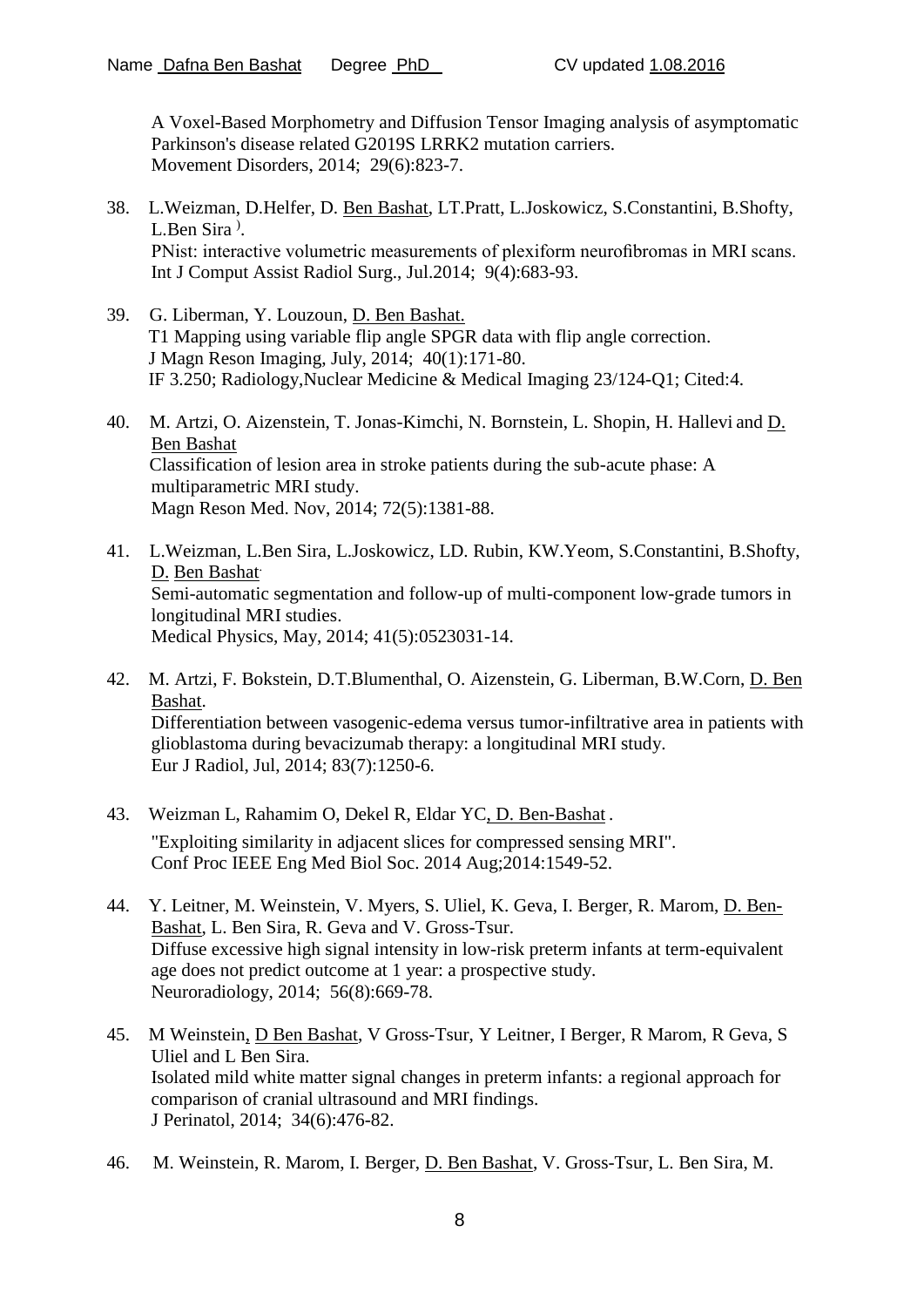A Voxel-Based Morphometry and Diffusion Tensor Imaging analysis of asymptomatic Parkinson's disease related G2019S LRRK2 mutation carriers.
Movement Disorders, 2014; 29(6):823-7.

38. L.Weizman, D.Helfer, D. Ben Bashat, LT.Pratt, L.Joskowicz, S.Constantini, B.Shofty, L.Ben Sira ).
PNist: interactive volumetric measurements of plexiform neurofibromas in MRI scans.
Int J Comput Assist Radiol Surg., Jul.2014; 9(4):683-93.

39. G. Liberman, Y. Louzoun, D. Ben Bashat.
T1 Mapping using variable flip angle SPGR data with flip angle correction.
J Magn Reson Imaging, July, 2014; 40(1):171-80.
IF 3.250; Radiology,Nuclear Medicine & Medical Imaging 23/124-Q1; Cited:4.

40. M. Artzi, O. Aizenstein, T. Jonas-Kimchi, N. Bornstein, L. Shopin, H. Hallevi and D. Ben Bashat
Classification of lesion area in stroke patients during the sub-acute phase: A multiparametric MRI study.
Magn Reson Med. Nov, 2014; 72(5):1381-88.

41. L.Weizman, L.Ben Sira, L.Joskowicz, LD. Rubin, KW.Yeom, S.Constantini, B.Shofty, D. Ben Bashat.
Semi-automatic segmentation and follow-up of multi-component low-grade tumors in longitudinal MRI studies.
Medical Physics, May, 2014; 41(5):0523031-14.

42. M. Artzi, F. Bokstein, D.T.Blumenthal, O. Aizenstein, G. Liberman, B.W.Corn, D. Ben Bashat.
Differentiation between vasogenic-edema versus tumor-infiltrative area in patients with glioblastoma during bevacizumab therapy: a longitudinal MRI study.
Eur J Radiol, Jul, 2014; 83(7):1250-6.

43. Weizman L, Rahamim O, Dekel R, Eldar YC, D. Ben-Bashat .
"Exploiting similarity in adjacent slices for compressed sensing MRI".
Conf Proc IEEE Eng Med Biol Soc. 2014 Aug;2014:1549-52.

44. Y. Leitner, M. Weinstein, V. Myers, S. Uliel, K. Geva, I. Berger, R. Marom, D. Ben-Bashat, L. Ben Sira, R. Geva and V. Gross-Tsur.
Diffuse excessive high signal intensity in low-risk preterm infants at term-equivalent age does not predict outcome at 1 year: a prospective study.
Neuroradiology, 2014; 56(8):669-78.

45. M Weinstein, D Ben Bashat, V Gross-Tsur, Y Leitner, I Berger, R Marom, R Geva, S Uliel and L Ben Sira.
Isolated mild white matter signal changes in preterm infants: a regional approach for comparison of cranial ultrasound and MRI findings.
J Perinatol, 2014; 34(6):476-82.

46. M. Weinstein, R. Marom, I. Berger, D. Ben Bashat, V. Gross-Tsur, L. Ben Sira, M.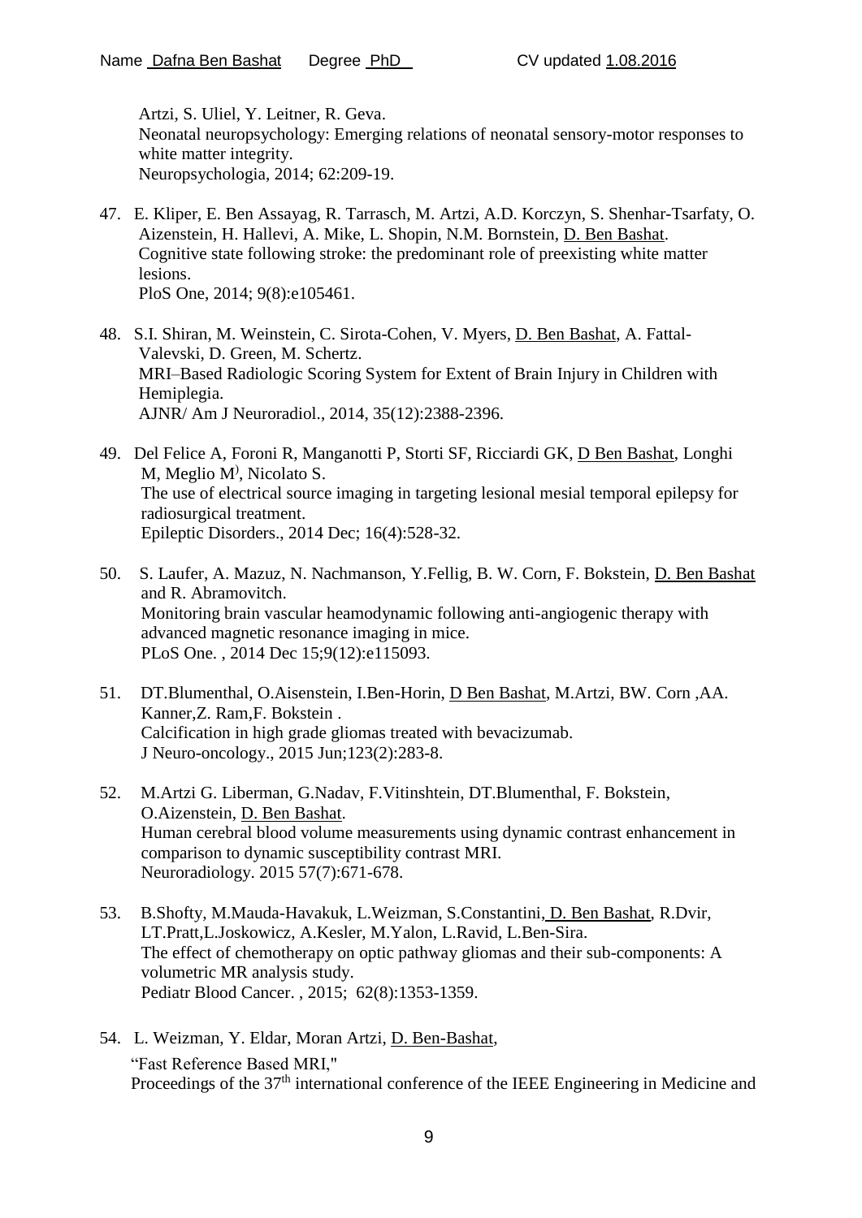Artzi, S. Uliel, Y. Leitner, R. Geva.
Neonatal neuropsychology: Emerging relations of neonatal sensory-motor responses to white matter integrity.
Neuropsychologia, 2014; 62:209-19.

47. E. Kliper, E. Ben Assayag, R. Tarrasch, M. Artzi, A.D. Korczyn, S. Shenhar-Tsarfaty, O. Aizenstein, H. Hallevi, A. Mike, L. Shopin, N.M. Bornstein, D. Ben Bashat.
Cognitive state following stroke: the predominant role of preexisting white matter lesions.
PloS One, 2014; 9(8):e105461.

48. S.I. Shiran, M. Weinstein, C. Sirota-Cohen, V. Myers, D. Ben Bashat, A. Fattal-Valevski, D. Green, M. Schertz.
MRI–Based Radiologic Scoring System for Extent of Brain Injury in Children with Hemiplegia.
AJNR/ Am J Neuroradiol., 2014, 35(12):2388-2396.

49. Del Felice A, Foroni R, Manganotti P, Storti SF, Ricciardi GK, D Ben Bashat, Longhi M, Meglio M[J], Nicolato S.
The use of electrical source imaging in targeting lesional mesial temporal epilepsy for radiosurgical treatment.
Epileptic Disorders., 2014 Dec; 16(4):528-32.

50. S. Laufer, A. Mazuz, N. Nachmanson, Y.Fellig, B. W. Corn, F. Bokstein, D. Ben Bashat and R. Abramovitch.
Monitoring brain vascular heamodynamic following anti-angiogenic therapy with advanced magnetic resonance imaging in mice.
PLoS One. , 2014 Dec 15;9(12):e115093.

51. DT.Blumenthal, O.Aisenstein, I.Ben-Horin, D Ben Bashat, M.Artzi, BW. Corn ,AA. Kanner,Z. Ram,F. Bokstein .
Calcification in high grade gliomas treated with bevacizumab.
J Neuro-oncology., 2015 Jun;123(2):283-8.

52. M.Artzi G. Liberman, G.Nadav, F.Vitinshtein, DT.Blumenthal, F. Bokstein, O.Aizenstein, D. Ben Bashat.
Human cerebral blood volume measurements using dynamic contrast enhancement in comparison to dynamic susceptibility contrast MRI.
Neuroradiology. 2015 57(7):671-678.

53. B.Shofty, M.Mauda-Havakuk, L.Weizman, S.Constantini, D. Ben Bashat, R.Dvir, LT.Pratt,L.Joskowicz, A.Kesler, M.Yalon, L.Ravid, L.Ben-Sira.
The effect of chemotherapy on optic pathway gliomas and their sub-components: A volumetric MR analysis study.
Pediatr Blood Cancer. , 2015; 62(8):1353-1359.

54. L. Weizman, Y. Eldar, Moran Artzi, D. Ben-Bashat,
"Fast Reference Based MRI,"
Proceedings of the 37[th] international conference of the IEEE Engineering in Medicine and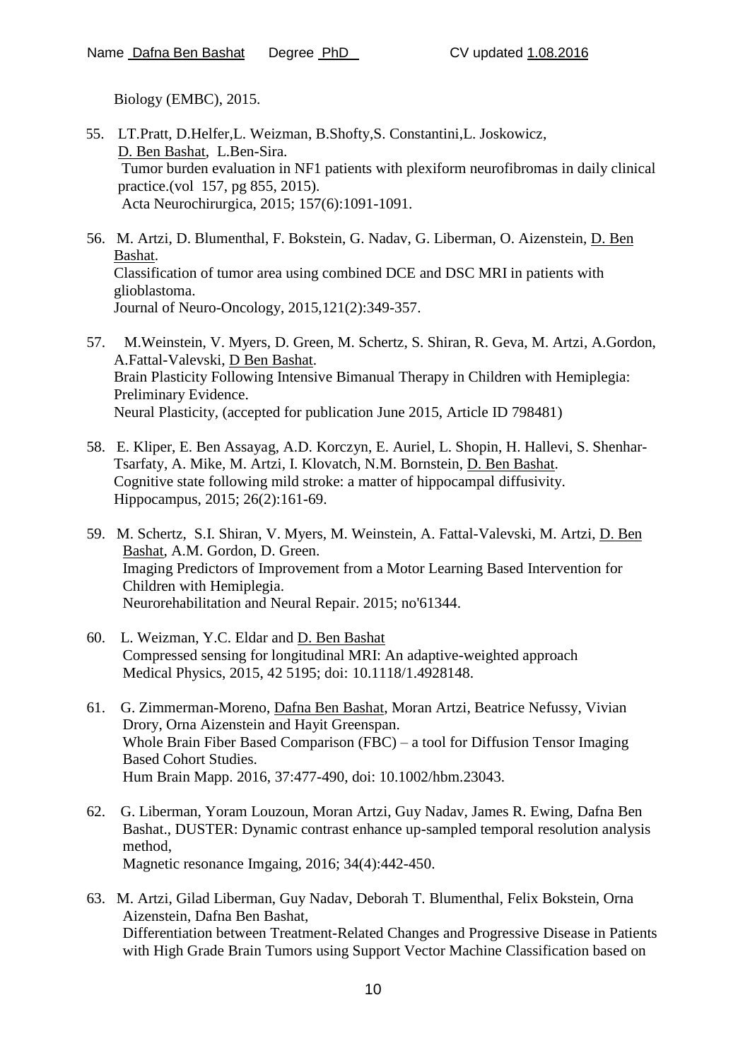Biology (EMBC), 2015.

55. LT.Pratt, D.Helfer,L. Weizman, B.Shofty,S. Constantini,L. Joskowicz, D. Ben Bashat, L.Ben-Sira.
    Tumor burden evaluation in NF1 patients with plexiform neurofibromas in daily clinical practice.(vol 157, pg 855, 2015).
    Acta Neurochirurgica, 2015; 157(6):1091-1091.

56. M. Artzi, D. Blumenthal, F. Bokstein, G. Nadav, G. Liberman, O. Aizenstein, D. Ben Bashat.
    Classification of tumor area using combined DCE and DSC MRI in patients with glioblastoma.
    Journal of Neuro-Oncology, 2015,121(2):349-357.

57. M.Weinstein, V. Myers, D. Green, M. Schertz, S. Shiran, R. Geva, M. Artzi, A.Gordon, A.Fattal-Valevski, D Ben Bashat.
    Brain Plasticity Following Intensive Bimanual Therapy in Children with Hemiplegia: Preliminary Evidence.
    Neural Plasticity, (accepted for publication June 2015, Article ID 798481)

58. E. Kliper, E. Ben Assayag, A.D. Korczyn, E. Auriel, L. Shopin, H. Hallevi, S. Shenhar-Tsarfaty, A. Mike, M. Artzi, I. Klovatch, N.M. Bornstein, D. Ben Bashat.
    Cognitive state following mild stroke: a matter of hippocampal diffusivity.
    Hippocampus, 2015; 26(2):161-69.

59. M. Schertz, S.I. Shiran, V. Myers, M. Weinstein, A. Fattal-Valevski, M. Artzi, D. Ben Bashat, A.M. Gordon, D. Green.
    Imaging Predictors of Improvement from a Motor Learning Based Intervention for Children with Hemiplegia.
    Neurorehabilitation and Neural Repair. 2015; no'61344.

60. L. Weizman, Y.C. Eldar and D. Ben Bashat
    Compressed sensing for longitudinal MRI: An adaptive-weighted approach
    Medical Physics, 2015, 42 5195; doi: 10.1118/1.4928148.

61. G. Zimmerman-Moreno, Dafna Ben Bashat, Moran Artzi, Beatrice Nefussy, Vivian Drory, Orna Aizenstein and Hayit Greenspan.
    Whole Brain Fiber Based Comparison (FBC) – a tool for Diffusion Tensor Imaging Based Cohort Studies.
    Hum Brain Mapp. 2016, 37:477-490, doi: 10.1002/hbm.23043.

62. G. Liberman, Yoram Louzoun, Moran Artzi, Guy Nadav, James R. Ewing, Dafna Ben Bashat., DUSTER: Dynamic contrast enhance up-sampled temporal resolution analysis method,
    Magnetic resonance Imgaing, 2016; 34(4):442-450.

63. M. Artzi, Gilad Liberman, Guy Nadav, Deborah T. Blumenthal, Felix Bokstein, Orna Aizenstein, Dafna Ben Bashat,
    Differentiation between Treatment-Related Changes and Progressive Disease in Patients with High Grade Brain Tumors using Support Vector Machine Classification based on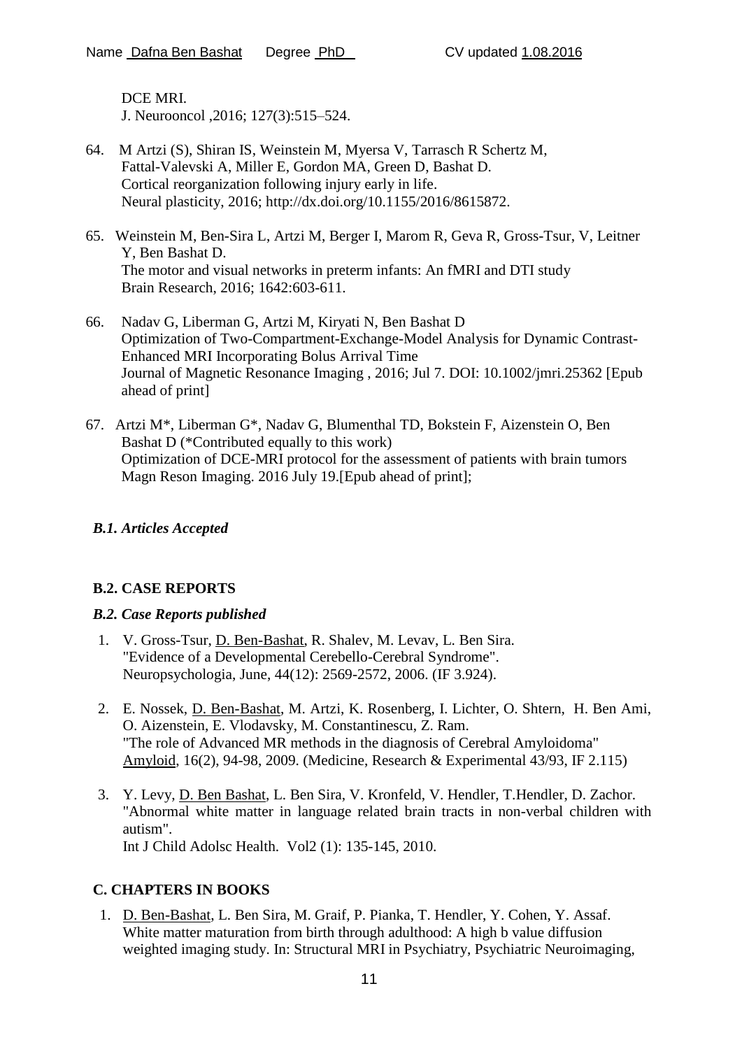DCE MRI.
J. Neurooncol ,2016; 127(3):515–524.

64. M Artzi (S), Shiran IS, Weinstein M, Myersa V, Tarrasch R Schertz M, Fattal-Valevski A, Miller E, Gordon MA, Green D, Bashat D.
Cortical reorganization following injury early in life.
Neural plasticity, 2016; http://dx.doi.org/10.1155/2016/8615872.

65. Weinstein M, Ben-Sira L, Artzi M, Berger I, Marom R, Geva R, Gross-Tsur, V, Leitner Y, Ben Bashat D.
The motor and visual networks in preterm infants: An fMRI and DTI study
Brain Research, 2016; 1642:603-611.

66. Nadav G, Liberman G, Artzi M, Kiryati N, Ben Bashat D
Optimization of Two-Compartment-Exchange-Model Analysis for Dynamic Contrast-Enhanced MRI Incorporating Bolus Arrival Time
Journal of Magnetic Resonance Imaging , 2016; Jul 7. DOI: 10.1002/jmri.25362 [Epub ahead of print]

67. Artzi M*, Liberman G*, Nadav G, Blumenthal TD, Bokstein F, Aizenstein O, Ben Bashat D (*Contributed equally to this work)
Optimization of DCE-MRI protocol for the assessment of patients with brain tumors
Magn Reson Imaging. 2016 July 19.[Epub ahead of print];

### *B.1. Articles Accepted*

## B.2. CASE REPORTS

### *B.2. Case Reports published*

1. V. Gross-Tsur, D. Ben-Bashat, R. Shalev, M. Levav, L. Ben Sira.
"Evidence of a Developmental Cerebello-Cerebral Syndrome".
Neuropsychologia, June, 44(12): 2569-2572, 2006. (IF 3.924).

2. E. Nossek, D. Ben-Bashat, M. Artzi, K. Rosenberg, I. Lichter, O. Shtern, H. Ben Ami, O. Aizenstein, E. Vlodavsky, M. Constantinescu, Z. Ram.
"The role of Advanced MR methods in the diagnosis of Cerebral Amyloidoma"
Amyloid, 16(2), 94-98, 2009. (Medicine, Research & Experimental 43/93, IF 2.115)

3. Y. Levy, D. Ben Bashat, L. Ben Sira, V. Kronfeld, V. Hendler, T.Hendler, D. Zachor.
"Abnormal white matter in language related brain tracts in non-verbal children with autism".
Int J Child Adolsc Health. Vol2 (1): 135-145, 2010.

## C. CHAPTERS IN BOOKS

1. D. Ben-Bashat, L. Ben Sira, M. Graif, P. Pianka, T. Hendler, Y. Cohen, Y. Assaf.
White matter maturation from birth through adulthood: A high b value diffusion weighted imaging study. In: Structural MRI in Psychiatry, Psychiatric Neuroimaging,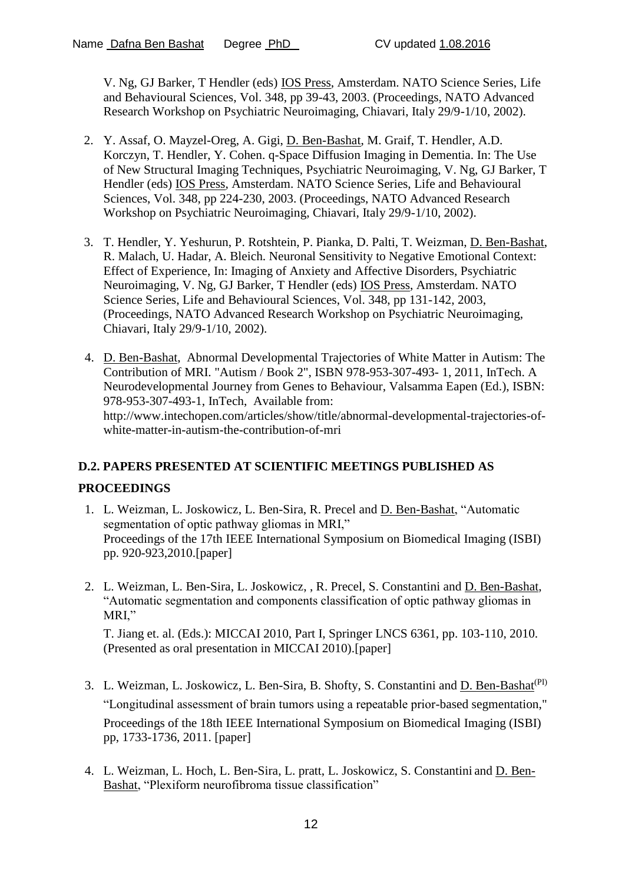V. Ng, GJ Barker, T Hendler (eds) IOS Press, Amsterdam. NATO Science Series, Life and Behavioural Sciences, Vol. 348, pp 39-43, 2003. (Proceedings, NATO Advanced Research Workshop on Psychiatric Neuroimaging, Chiavari, Italy 29/9-1/10, 2002).

2. Y. Assaf, O. Mayzel-Oreg, A. Gigi, D. Ben-Bashat, M. Graif, T. Hendler, A.D. Korczyn, T. Hendler, Y. Cohen. q-Space Diffusion Imaging in Dementia. In: The Use of New Structural Imaging Techniques, Psychiatric Neuroimaging, V. Ng, GJ Barker, T Hendler (eds) IOS Press, Amsterdam. NATO Science Series, Life and Behavioural Sciences, Vol. 348, pp 224-230, 2003. (Proceedings, NATO Advanced Research Workshop on Psychiatric Neuroimaging, Chiavari, Italy 29/9-1/10, 2002).

3. T. Hendler, Y. Yeshurun, P. Rotshtein, P. Pianka, D. Palti, T. Weizman, D. Ben-Bashat, R. Malach, U. Hadar, A. Bleich. Neuronal Sensitivity to Negative Emotional Context: Effect of Experience, In: Imaging of Anxiety and Affective Disorders, Psychiatric Neuroimaging, V. Ng, GJ Barker, T Hendler (eds) IOS Press, Amsterdam. NATO Science Series, Life and Behavioural Sciences, Vol. 348, pp 131-142, 2003, (Proceedings, NATO Advanced Research Workshop on Psychiatric Neuroimaging, Chiavari, Italy 29/9-1/10, 2002).

4. D. Ben-Bashat, Abnormal Developmental Trajectories of White Matter in Autism: The Contribution of MRI. "Autism / Book 2", ISBN 978-953-307-493- 1, 2011, InTech. A Neurodevelopmental Journey from Genes to Behaviour, Valsamma Eapen (Ed.), ISBN: 978-953-307-493-1, InTech, Available from: http://www.intechopen.com/articles/show/title/abnormal-developmental-trajectories-of-white-matter-in-autism-the-contribution-of-mri

### D.2. PAPERS PRESENTED AT SCIENTIFIC MEETINGS PUBLISHED AS PROCEEDINGS

1. L. Weizman, L. Joskowicz, L. Ben-Sira, R. Precel and D. Ben-Bashat, "Automatic segmentation of optic pathway gliomas in MRI," Proceedings of the 17th IEEE International Symposium on Biomedical Imaging (ISBI) pp. 920-923,2010.[paper]

2. L. Weizman, L. Ben-Sira, L. Joskowicz, , R. Precel, S. Constantini and D. Ben-Bashat, "Automatic segmentation and components classification of optic pathway gliomas in MRI,"

   T. Jiang et. al. (Eds.): MICCAI 2010, Part I, Springer LNCS 6361, pp. 103-110, 2010. (Presented as oral presentation in MICCAI 2010).[paper]

3. L. Weizman, L. Joskowicz, L. Ben-Sira, B. Shofty, S. Constantini and D. Ben-Bashat[(PI)] "Longitudinal assessment of brain tumors using a repeatable prior-based segmentation," Proceedings of the 18th IEEE International Symposium on Biomedical Imaging (ISBI) pp, 1733-1736, 2011. [paper]

4. L. Weizman, L. Hoch, L. Ben-Sira, L. pratt, L. Joskowicz, S. Constantini and D. Ben-Bashat, "Plexiform neurofibroma tissue classification"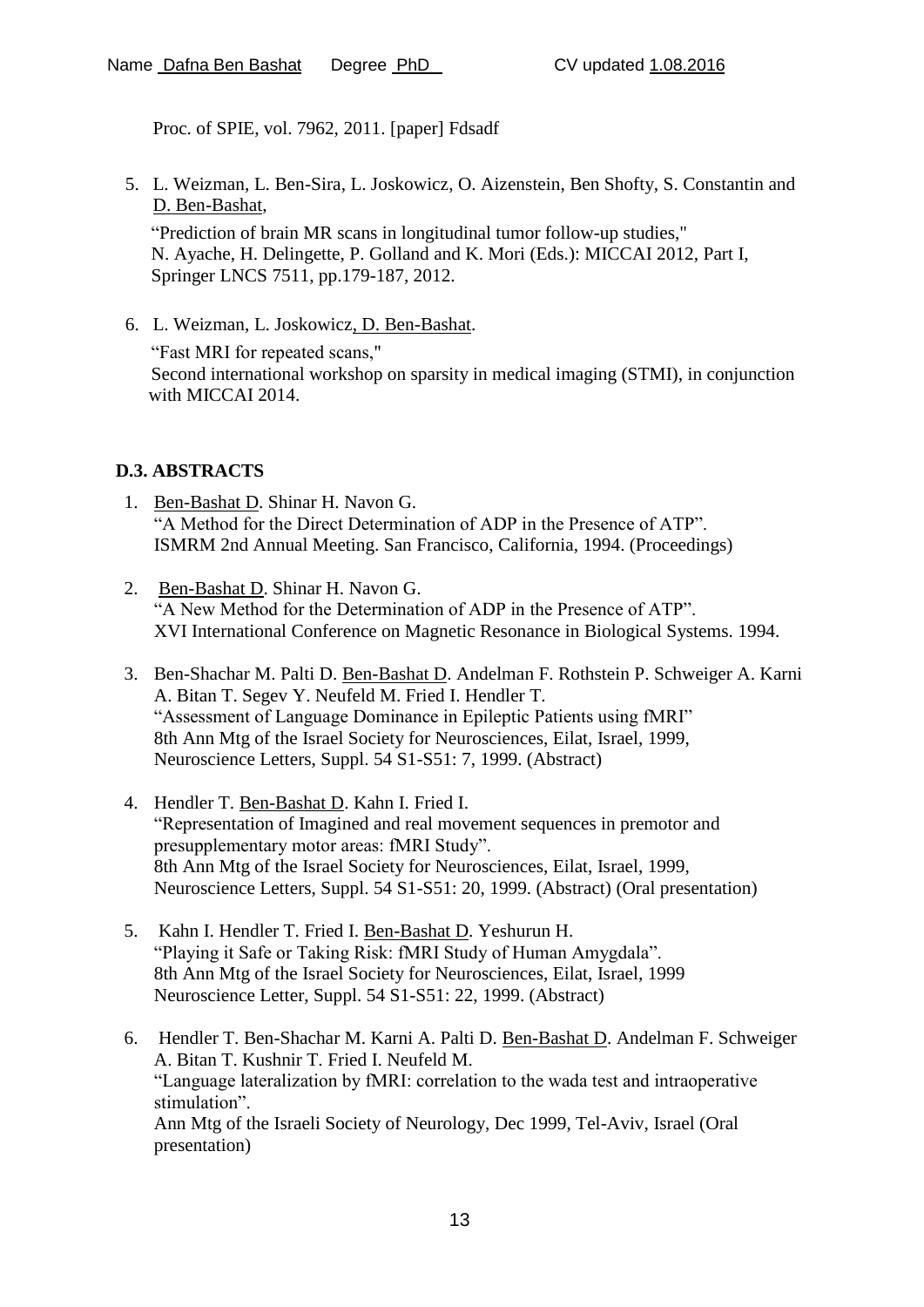Proc. of SPIE, vol. 7962, 2011. [paper] Fdsadf

5. L. Weizman, L. Ben-Sira, L. Joskowicz, O. Aizenstein, Ben Shofty, S. Constantin and D. Ben-Bashat,

   "Prediction of brain MR scans in longitudinal tumor follow-up studies," N. Ayache, H. Delingette, P. Golland and K. Mori (Eds.): MICCAI 2012, Part I, Springer LNCS 7511, pp.179-187, 2012.

6. L. Weizman, L. Joskowicz, D. Ben-Bashat.

   "Fast MRI for repeated scans," Second international workshop on sparsity in medical imaging (STMI), in conjunction with MICCAI 2014.

### D.3. ABSTRACTS

1. Ben-Bashat D. Shinar H. Navon G.
   "A Method for the Direct Determination of ADP in the Presence of ATP".
   ISMRM 2nd Annual Meeting. San Francisco, California, 1994. (Proceedings)

2. Ben-Bashat D. Shinar H. Navon G.
   "A New Method for the Determination of ADP in the Presence of ATP".
   XVI International Conference on Magnetic Resonance in Biological Systems. 1994.

3. Ben-Shachar M. Palti D. Ben-Bashat D. Andelman F. Rothstein P. Schweiger A. Karni A. Bitan T. Segev Y. Neufeld M. Fried I. Hendler T.
   "Assessment of Language Dominance in Epileptic Patients using fMRI"
   8th Ann Mtg of the Israel Society for Neurosciences, Eilat, Israel, 1999, Neuroscience Letters, Suppl. 54 S1-S51: 7, 1999. (Abstract)

4. Hendler T. Ben-Bashat D. Kahn I. Fried I.
   "Representation of Imagined and real movement sequences in premotor and presupplementary motor areas: fMRI Study".
   8th Ann Mtg of the Israel Society for Neurosciences, Eilat, Israel, 1999, Neuroscience Letters, Suppl. 54 S1-S51: 20, 1999. (Abstract) (Oral presentation)

5. Kahn I. Hendler T. Fried I. Ben-Bashat D. Yeshurun H.
   "Playing it Safe or Taking Risk: fMRI Study of Human Amygdala".
   8th Ann Mtg of the Israel Society for Neurosciences, Eilat, Israel, 1999
   Neuroscience Letter, Suppl. 54 S1-S51: 22, 1999. (Abstract)

6. Hendler T. Ben-Shachar M. Karni A. Palti D. Ben-Bashat D. Andelman F. Schweiger A. Bitan T. Kushnir T. Fried I. Neufeld M.
   "Language lateralization by fMRI: correlation to the wada test and intraoperative stimulation".
   Ann Mtg of the Israeli Society of Neurology, Dec 1999, Tel-Aviv, Israel (Oral presentation)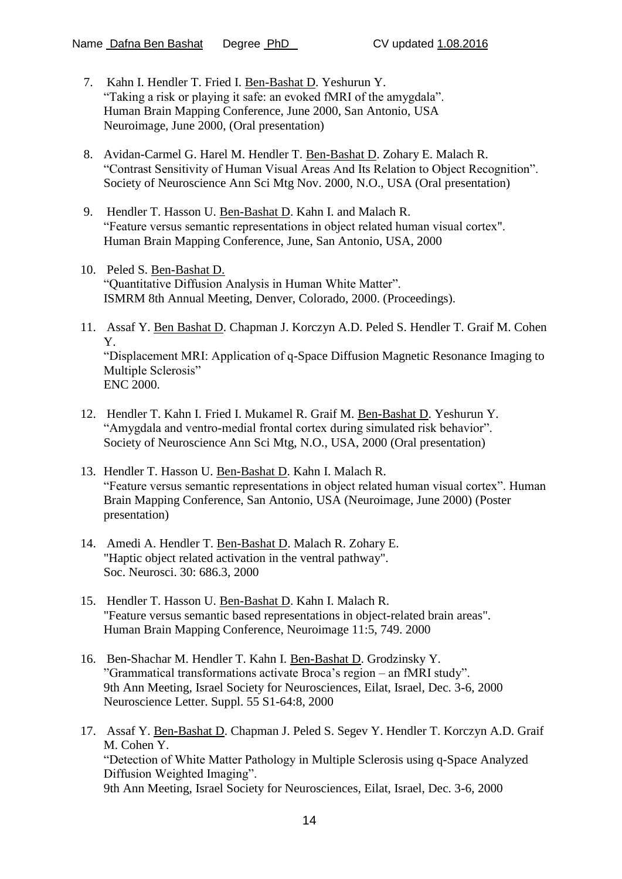7. Kahn I. Hendler T. Fried I. Ben-Bashat D. Yeshurun Y.
   "Taking a risk or playing it safe: an evoked fMRI of the amygdala".
   Human Brain Mapping Conference, June 2000, San Antonio, USA
   Neuroimage, June 2000, (Oral presentation)

8. Avidan-Carmel G. Harel M. Hendler T. Ben-Bashat D. Zohary E. Malach R.
   "Contrast Sensitivity of Human Visual Areas And Its Relation to Object Recognition".
   Society of Neuroscience Ann Sci Mtg Nov. 2000, N.O., USA (Oral presentation)

9. Hendler T. Hasson U. Ben-Bashat D. Kahn I. and Malach R.
   "Feature versus semantic representations in object related human visual cortex".
   Human Brain Mapping Conference, June, San Antonio, USA, 2000

10. Peled S. Ben-Bashat D.
    "Quantitative Diffusion Analysis in Human White Matter".
    ISMRM 8th Annual Meeting, Denver, Colorado, 2000. (Proceedings).

11. Assaf Y. Ben Bashat D. Chapman J. Korczyn A.D. Peled S. Hendler T. Graif M. Cohen Y.
    "Displacement MRI: Application of q-Space Diffusion Magnetic Resonance Imaging to Multiple Sclerosis"
    ENC 2000.

12. Hendler T. Kahn I. Fried I. Mukamel R. Graif M. Ben-Bashat D. Yeshurun Y.
    "Amygdala and ventro-medial frontal cortex during simulated risk behavior".
    Society of Neuroscience Ann Sci Mtg, N.O., USA, 2000 (Oral presentation)

13. Hendler T. Hasson U. Ben-Bashat D. Kahn I. Malach R.
    "Feature versus semantic representations in object related human visual cortex". Human Brain Mapping Conference, San Antonio, USA (Neuroimage, June 2000) (Poster presentation)

14. Amedi A. Hendler T. Ben-Bashat D. Malach R. Zohary E.
    "Haptic object related activation in the ventral pathway".
    Soc. Neurosci. 30: 686.3, 2000

15. Hendler T. Hasson U. Ben-Bashat D. Kahn I. Malach R.
    "Feature versus semantic based representations in object-related brain areas".
    Human Brain Mapping Conference, Neuroimage 11:5, 749. 2000

16. Ben-Shachar M. Hendler T. Kahn I. Ben-Bashat D. Grodzinsky Y.
    "Grammatical transformations activate Broca's region – an fMRI study".
    9th Ann Meeting, Israel Society for Neurosciences, Eilat, Israel, Dec. 3-6, 2000
    Neuroscience Letter. Suppl. 55 S1-64:8, 2000

17. Assaf Y. Ben-Bashat D. Chapman J. Peled S. Segev Y. Hendler T. Korczyn A.D. Graif M. Cohen Y.
    "Detection of White Matter Pathology in Multiple Sclerosis using q-Space Analyzed Diffusion Weighted Imaging".
    9th Ann Meeting, Israel Society for Neurosciences, Eilat, Israel, Dec. 3-6, 2000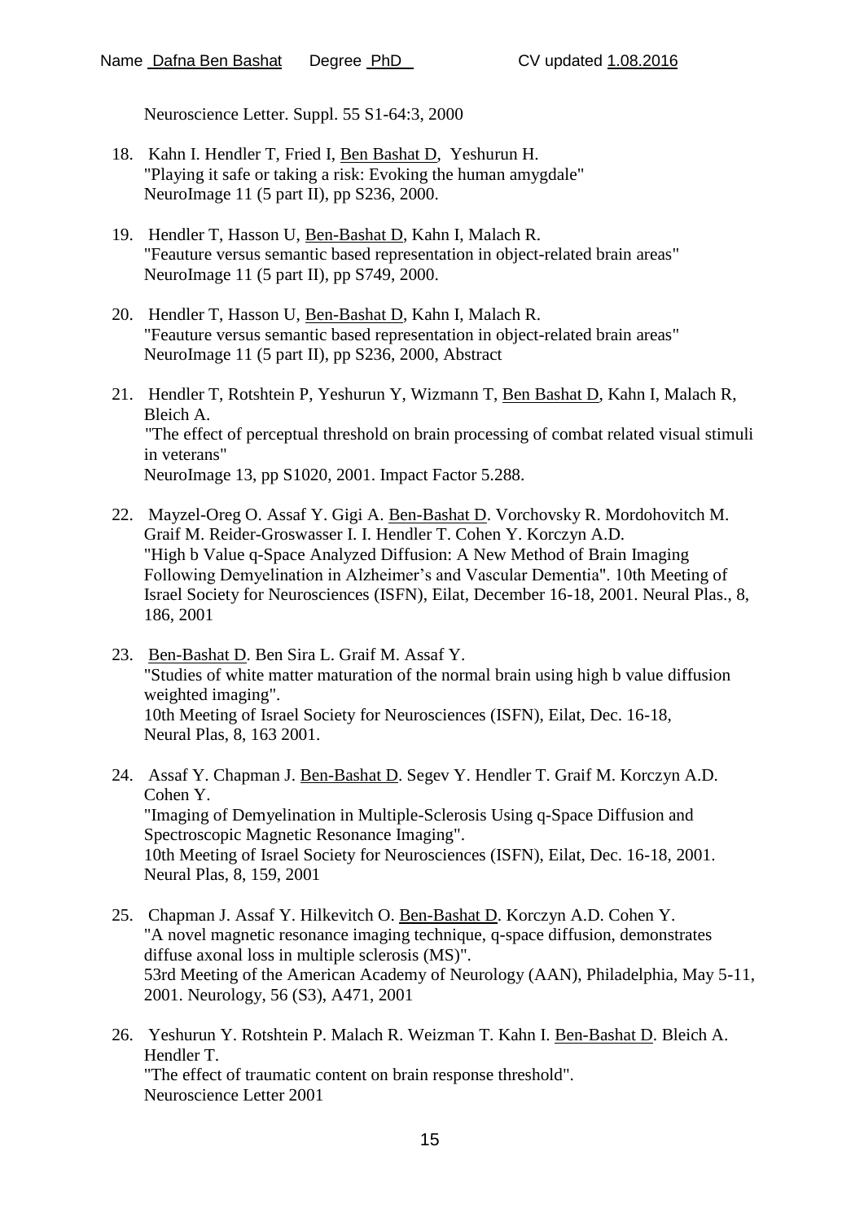Neuroscience Letter. Suppl. 55 S1-64:3, 2000

18. Kahn I. Hendler T, Fried I, Ben Bashat D, Yeshurun H.
"Playing it safe or taking a risk: Evoking the human amygdale"
NeuroImage 11 (5 part II), pp S236, 2000.

19. Hendler T, Hasson U, Ben-Bashat D, Kahn I, Malach R.
"Feauture versus semantic based representation in object-related brain areas"
NeuroImage 11 (5 part II), pp S749, 2000.

20. Hendler T, Hasson U, Ben-Bashat D, Kahn I, Malach R.
"Feauture versus semantic based representation in object-related brain areas"
NeuroImage 11 (5 part II), pp S236, 2000, Abstract

21. Hendler T, Rotshtein P, Yeshurun Y, Wizmann T, Ben Bashat D, Kahn I, Malach R, Bleich A.
"The effect of perceptual threshold on brain processing of combat related visual stimuli in veterans"
NeuroImage 13, pp S1020, 2001. Impact Factor 5.288.

22. Mayzel-Oreg O. Assaf Y. Gigi A. Ben-Bashat D. Vorchovsky R. Mordohovitch M. Graif M. Reider-Groswasser I. I. Hendler T. Cohen Y. Korczyn A.D.
"High b Value q-Space Analyzed Diffusion: A New Method of Brain Imaging Following Demyelination in Alzheimer's and Vascular Dementia". 10th Meeting of Israel Society for Neurosciences (ISFN), Eilat, December 16-18, 2001. Neural Plas., 8, 186, 2001

23. Ben-Bashat D. Ben Sira L. Graif M. Assaf Y.
"Studies of white matter maturation of the normal brain using high b value diffusion weighted imaging".
10th Meeting of Israel Society for Neurosciences (ISFN), Eilat, Dec. 16-18, Neural Plas, 8, 163 2001.

24. Assaf Y. Chapman J. Ben-Bashat D. Segev Y. Hendler T. Graif M. Korczyn A.D. Cohen Y.
"Imaging of Demyelination in Multiple-Sclerosis Using q-Space Diffusion and Spectroscopic Magnetic Resonance Imaging".
10th Meeting of Israel Society for Neurosciences (ISFN), Eilat, Dec. 16-18, 2001. Neural Plas, 8, 159, 2001

25. Chapman J. Assaf Y. Hilkevitch O. Ben-Bashat D. Korczyn A.D. Cohen Y.
"A novel magnetic resonance imaging technique, q-space diffusion, demonstrates diffuse axonal loss in multiple sclerosis (MS)".
53rd Meeting of the American Academy of Neurology (AAN), Philadelphia, May 5-11, 2001. Neurology, 56 (S3), A471, 2001

26. Yeshurun Y. Rotshtein P. Malach R. Weizman T. Kahn I. Ben-Bashat D. Bleich A. Hendler T.
"The effect of traumatic content on brain response threshold".
Neuroscience Letter 2001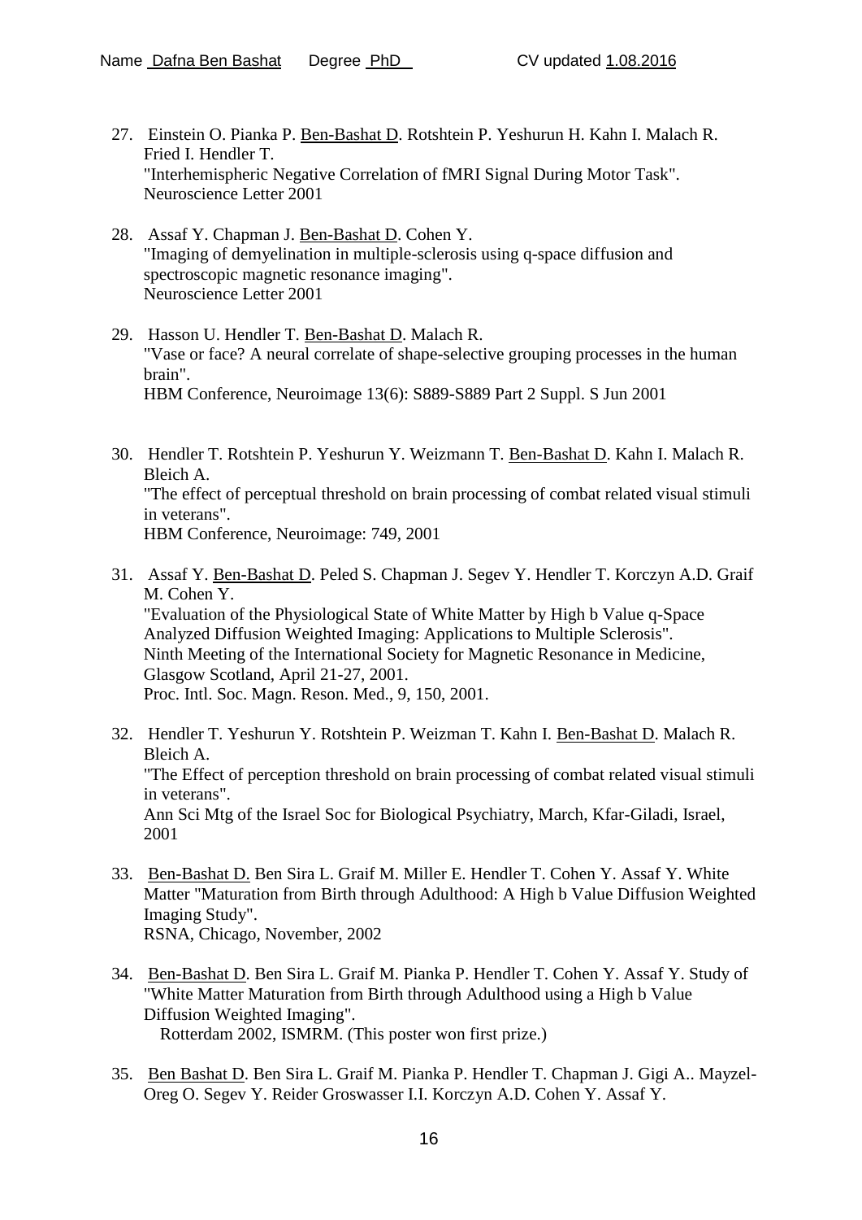27. Einstein O. Pianka P. <u>Ben-Bashat D</u>. Rotshtein P. Yeshurun H. Kahn I. Malach R. Fried I. Hendler T.
    "Interhemispheric Negative Correlation of fMRI Signal During Motor Task".
    Neuroscience Letter 2001

28. Assaf Y. Chapman J. <u>Ben-Bashat D</u>. Cohen Y.
    "Imaging of demyelination in multiple-sclerosis using q-space diffusion and spectroscopic magnetic resonance imaging".
    Neuroscience Letter 2001

29. Hasson U. Hendler T. <u>Ben-Bashat D</u>. Malach R.
    "Vase or face? A neural correlate of shape-selective grouping processes in the human brain".
    HBM Conference, Neuroimage 13(6): S889-S889 Part 2 Suppl. S Jun 2001

30. Hendler T. Rotshtein P. Yeshurun Y. Weizmann T. <u>Ben-Bashat D</u>. Kahn I. Malach R. Bleich A.
    "The effect of perceptual threshold on brain processing of combat related visual stimuli in veterans".
    HBM Conference, Neuroimage: 749, 2001

31. Assaf Y. <u>Ben-Bashat D</u>. Peled S. Chapman J. Segev Y. Hendler T. Korczyn A.D. Graif M. Cohen Y.
    "Evaluation of the Physiological State of White Matter by High b Value q-Space Analyzed Diffusion Weighted Imaging: Applications to Multiple Sclerosis".
    Ninth Meeting of the International Society for Magnetic Resonance in Medicine, Glasgow Scotland, April 21-27, 2001.
    Proc. Intl. Soc. Magn. Reson. Med., 9, 150, 2001.

32. Hendler T. Yeshurun Y. Rotshtein P. Weizman T. Kahn I. <u>Ben-Bashat D</u>. Malach R. Bleich A.
    "The Effect of perception threshold on brain processing of combat related visual stimuli in veterans".
    Ann Sci Mtg of the Israel Soc for Biological Psychiatry, March, Kfar-Giladi, Israel, 2001

33. <u>Ben-Bashat D.</u> Ben Sira L. Graif M. Miller E. Hendler T. Cohen Y. Assaf Y. White Matter "Maturation from Birth through Adulthood: A High b Value Diffusion Weighted Imaging Study".
    RSNA, Chicago, November, 2002

34. <u>Ben-Bashat D</u>. Ben Sira L. Graif M. Pianka P. Hendler T. Cohen Y. Assaf Y. Study of "White Matter Maturation from Birth through Adulthood using a High b Value Diffusion Weighted Imaging".
    Rotterdam 2002, ISMRM. (This poster won first prize.)

35. <u>Ben Bashat D</u>. Ben Sira L. Graif M. Pianka P. Hendler T. Chapman J. Gigi A.. Mayzel-Oreg O. Segev Y. Reider Groswasser I.I. Korczyn A.D. Cohen Y. Assaf Y.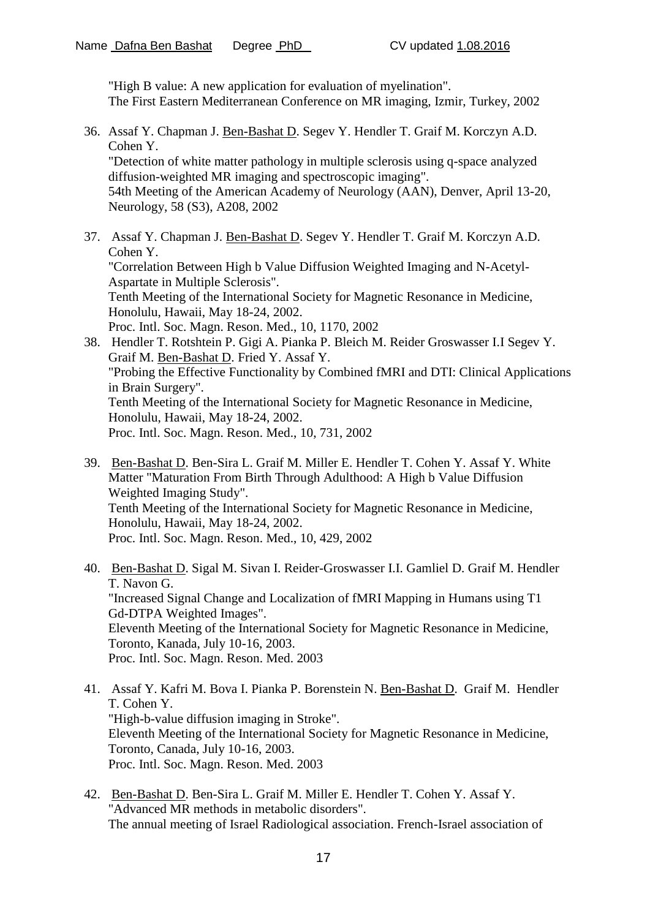"High B value: A new application for evaluation of myelination".
The First Eastern Mediterranean Conference on MR imaging, Izmir, Turkey, 2002

36. Assaf Y. Chapman J. Ben-Bashat D. Segev Y. Hendler T. Graif M. Korczyn A.D. Cohen Y.
"Detection of white matter pathology in multiple sclerosis using q-space analyzed diffusion-weighted MR imaging and spectroscopic imaging".
54th Meeting of the American Academy of Neurology (AAN), Denver, April 13-20, Neurology, 58 (S3), A208, 2002

37. Assaf Y. Chapman J. Ben-Bashat D. Segev Y. Hendler T. Graif M. Korczyn A.D. Cohen Y.
"Correlation Between High b Value Diffusion Weighted Imaging and N-Acetyl-Aspartate in Multiple Sclerosis".
Tenth Meeting of the International Society for Magnetic Resonance in Medicine, Honolulu, Hawaii, May 18-24, 2002.
Proc. Intl. Soc. Magn. Reson. Med., 10, 1170, 2002

38. Hendler T. Rotshtein P. Gigi A. Pianka P. Bleich M. Reider Groswasser I.I Segev Y. Graif M. Ben-Bashat D. Fried Y. Assaf Y.
"Probing the Effective Functionality by Combined fMRI and DTI: Clinical Applications in Brain Surgery".
Tenth Meeting of the International Society for Magnetic Resonance in Medicine, Honolulu, Hawaii, May 18-24, 2002.
Proc. Intl. Soc. Magn. Reson. Med., 10, 731, 2002

39. Ben-Bashat D. Ben-Sira L. Graif M. Miller E. Hendler T. Cohen Y. Assaf Y. White Matter "Maturation From Birth Through Adulthood: A High b Value Diffusion Weighted Imaging Study".
Tenth Meeting of the International Society for Magnetic Resonance in Medicine, Honolulu, Hawaii, May 18-24, 2002.
Proc. Intl. Soc. Magn. Reson. Med., 10, 429, 2002

40. Ben-Bashat D. Sigal M. Sivan I. Reider-Groswasser I.I. Gamliel D. Graif M. Hendler T. Navon G.
"Increased Signal Change and Localization of fMRI Mapping in Humans using T1 Gd-DTPA Weighted Images".
Eleventh Meeting of the International Society for Magnetic Resonance in Medicine, Toronto, Kanada, July 10-16, 2003.
Proc. Intl. Soc. Magn. Reson. Med. 2003

41. Assaf Y. Kafri M. Bova I. Pianka P. Borenstein N. Ben-Bashat D. Graif M. Hendler T. Cohen Y.
"High-b-value diffusion imaging in Stroke".
Eleventh Meeting of the International Society for Magnetic Resonance in Medicine, Toronto, Canada, July 10-16, 2003.
Proc. Intl. Soc. Magn. Reson. Med. 2003

42. Ben-Bashat D. Ben-Sira L. Graif M. Miller E. Hendler T. Cohen Y. Assaf Y.
"Advanced MR methods in metabolic disorders".
The annual meeting of Israel Radiological association. French-Israel association of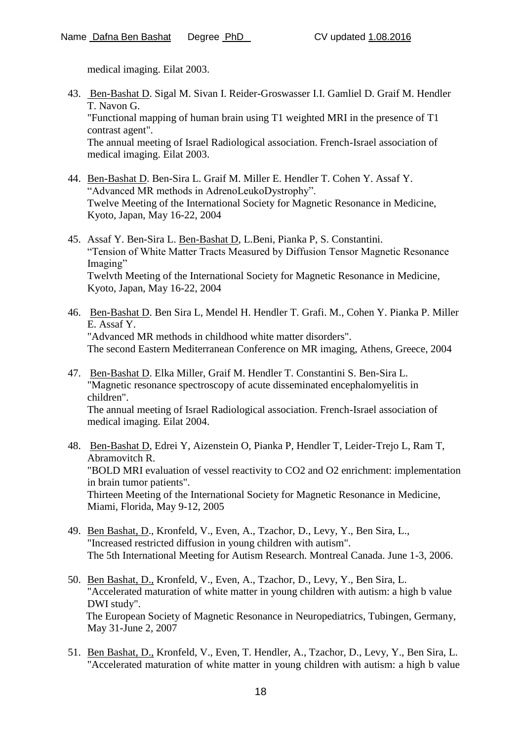medical imaging. Eilat 2003.

43. Ben-Bashat D. Sigal M. Sivan I. Reider-Groswasser I.I. Gamliel D. Graif M. Hendler T. Navon G.
"Functional mapping of human brain using T1 weighted MRI in the presence of T1 contrast agent".
The annual meeting of Israel Radiological association. French-Israel association of medical imaging. Eilat 2003.

44. Ben-Bashat D. Ben-Sira L. Graif M. Miller E. Hendler T. Cohen Y. Assaf Y.
"Advanced MR methods in AdrenoLeukoDystrophy".
Twelve Meeting of the International Society for Magnetic Resonance in Medicine, Kyoto, Japan, May 16-22, 2004

45. Assaf Y. Ben-Sira L. Ben-Bashat D, L.Beni, Pianka P, S. Constantini.
"Tension of White Matter Tracts Measured by Diffusion Tensor Magnetic Resonance Imaging"
Twelvth Meeting of the International Society for Magnetic Resonance in Medicine, Kyoto, Japan, May 16-22, 2004

46. Ben-Bashat D. Ben Sira L, Mendel H. Hendler T. Grafi. M., Cohen Y. Pianka P. Miller E. Assaf Y.
"Advanced MR methods in childhood white matter disorders".
The second Eastern Mediterranean Conference on MR imaging, Athens, Greece, 2004

47. Ben-Bashat D. Elka Miller, Graif M. Hendler T. Constantini S. Ben-Sira L.
"Magnetic resonance spectroscopy of acute disseminated encephalomyelitis in children".
The annual meeting of Israel Radiological association. French-Israel association of medical imaging. Eilat 2004.

48. Ben-Bashat D, Edrei Y, Aizenstein O, Pianka P, Hendler T, Leider-Trejo L, Ram T, Abramovitch R.
"BOLD MRI evaluation of vessel reactivity to CO2 and O2 enrichment: implementation in brain tumor patients".
Thirteen Meeting of the International Society for Magnetic Resonance in Medicine, Miami, Florida, May 9-12, 2005

49. Ben Bashat, D., Kronfeld, V., Even, A., Tzachor, D., Levy, Y., Ben Sira, L.,
"Increased restricted diffusion in young children with autism".
The 5th International Meeting for Autism Research. Montreal Canada. June 1-3, 2006.

50. Ben Bashat, D., Kronfeld, V., Even, A., Tzachor, D., Levy, Y., Ben Sira, L.
"Accelerated maturation of white matter in young children with autism: a high b value DWI study".
The European Society of Magnetic Resonance in Neuropediatrics, Tubingen, Germany, May 31-June 2, 2007

51. Ben Bashat, D., Kronfeld, V., Even, T. Hendler, A., Tzachor, D., Levy, Y., Ben Sira, L.
"Accelerated maturation of white matter in young children with autism: a high b value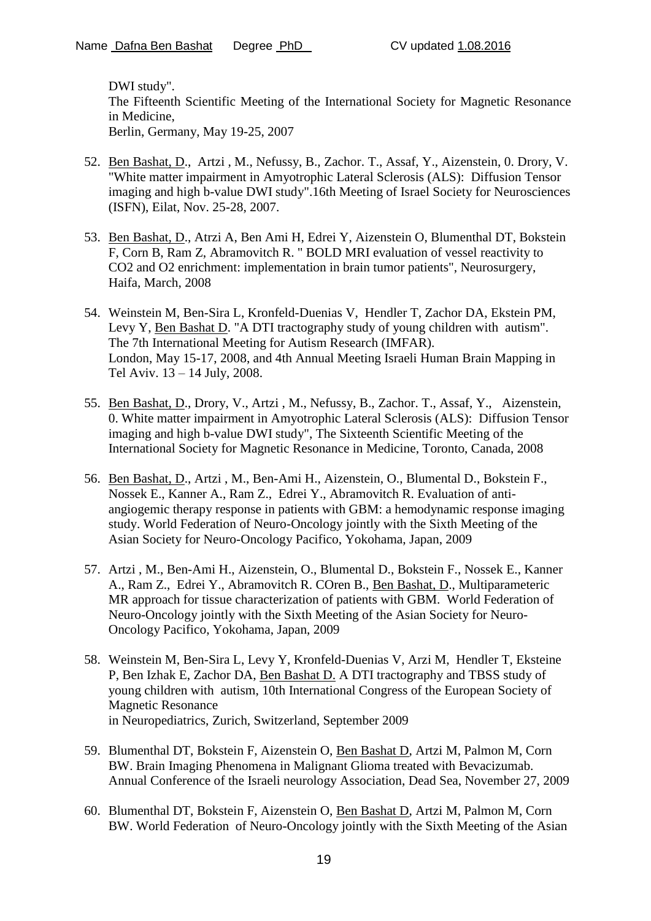DWI study".
The Fifteenth Scientific Meeting of the International Society for Magnetic Resonance in Medicine,
Berlin, Germany, May 19-25, 2007

52. Ben Bashat, D., Artzi , M., Nefussy, B., Zachor. T., Assaf, Y., Aizenstein, 0. Drory, V. "White matter impairment in Amyotrophic Lateral Sclerosis (ALS): Diffusion Tensor imaging and high b-value DWI study".16th Meeting of Israel Society for Neurosciences (ISFN), Eilat, Nov. 25-28, 2007.

53. Ben Bashat, D., Atrzi A, Ben Ami H, Edrei Y, Aizenstein O, Blumenthal DT, Bokstein F, Corn B, Ram Z, Abramovitch R. " BOLD MRI evaluation of vessel reactivity to CO2 and O2 enrichment: implementation in brain tumor patients", Neurosurgery, Haifa, March, 2008

54. Weinstein M, Ben-Sira L, Kronfeld-Duenias V, Hendler T, Zachor DA, Ekstein PM, Levy Y, Ben Bashat D. "A DTI tractography study of young children with autism". The 7th International Meeting for Autism Research (IMFAR).
London, May 15-17, 2008, and 4th Annual Meeting Israeli Human Brain Mapping in Tel Aviv. 13 – 14 July, 2008.

55. Ben Bashat, D., Drory, V., Artzi , M., Nefussy, B., Zachor. T., Assaf, Y., Aizenstein, 0. White matter impairment in Amyotrophic Lateral Sclerosis (ALS): Diffusion Tensor imaging and high b-value DWI study", The Sixteenth Scientific Meeting of the International Society for Magnetic Resonance in Medicine, Toronto, Canada, 2008

56. Ben Bashat, D., Artzi , M., Ben-Ami H., Aizenstein, O., Blumental D., Bokstein F., Nossek E., Kanner A., Ram Z., Edrei Y., Abramovitch R. Evaluation of anti-angiogemic therapy response in patients with GBM: a hemodynamic response imaging study. World Federation of Neuro-Oncology jointly with the Sixth Meeting of the Asian Society for Neuro-Oncology Pacifico, Yokohama, Japan, 2009

57. Artzi , M., Ben-Ami H., Aizenstein, O., Blumental D., Bokstein F., Nossek E., Kanner A., Ram Z., Edrei Y., Abramovitch R. COren B., Ben Bashat, D., Multiparameteric MR approach for tissue characterization of patients with GBM. World Federation of Neuro-Oncology jointly with the Sixth Meeting of the Asian Society for Neuro-Oncology Pacifico, Yokohama, Japan, 2009

58. Weinstein M, Ben-Sira L, Levy Y, Kronfeld-Duenias V, Arzi M, Hendler T, Eksteine P, Ben Izhak E, Zachor DA, Ben Bashat D. A DTI tractography and TBSS study of young children with autism, 10th International Congress of the European Society of Magnetic Resonance
in Neuropediatrics, Zurich, Switzerland, September 2009

59. Blumenthal DT, Bokstein F, Aizenstein O, Ben Bashat D, Artzi M, Palmon M, Corn BW. Brain Imaging Phenomena in Malignant Glioma treated with Bevacizumab. Annual Conference of the Israeli neurology Association, Dead Sea, November 27, 2009

60. Blumenthal DT, Bokstein F, Aizenstein O, Ben Bashat D, Artzi M, Palmon M, Corn BW. World Federation of Neuro-Oncology jointly with the Sixth Meeting of the Asian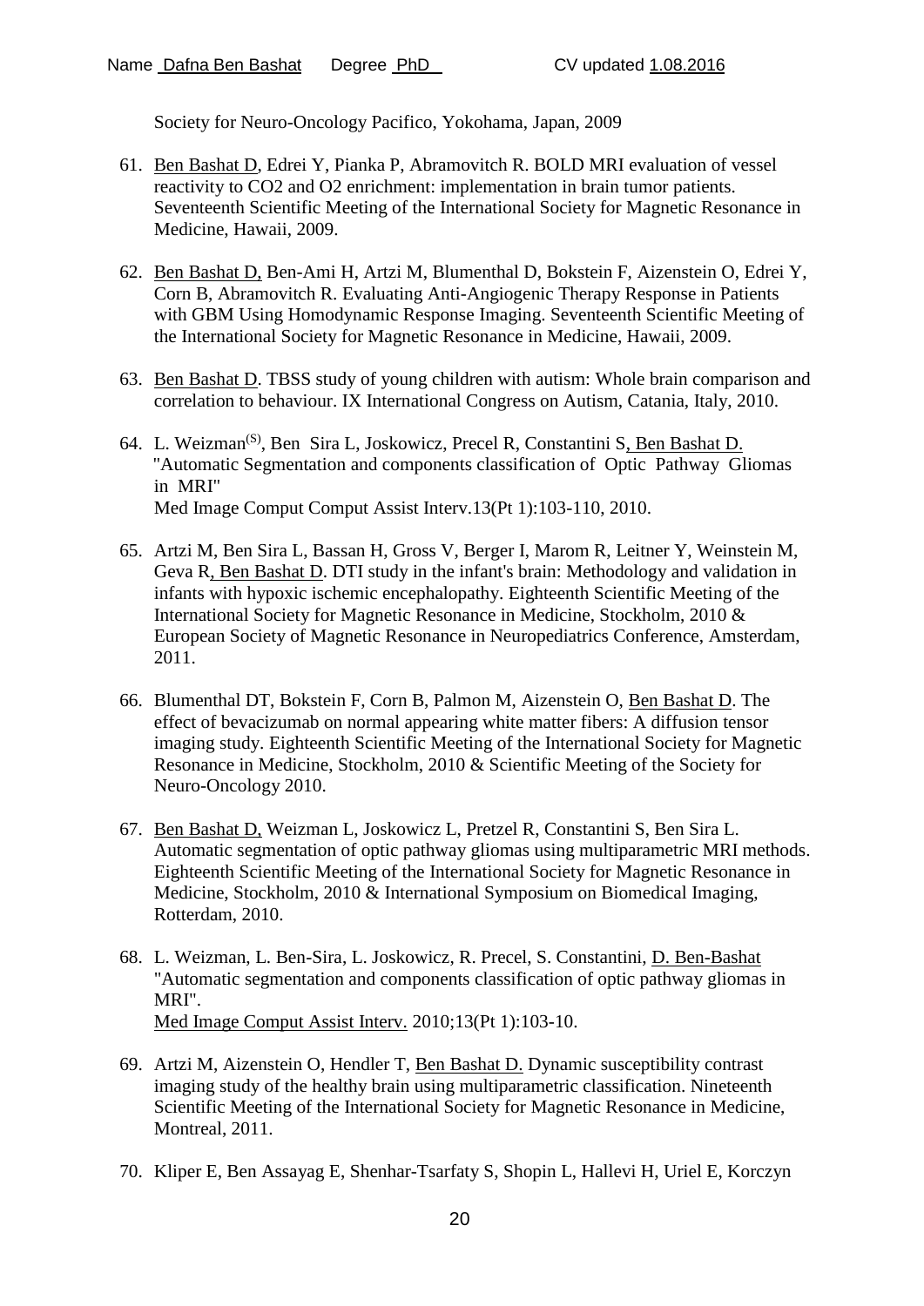Society for Neuro-Oncology Pacifico, Yokohama, Japan, 2009

61. Ben Bashat D, Edrei Y, Pianka P, Abramovitch R. BOLD MRI evaluation of vessel reactivity to CO2 and O2 enrichment: implementation in brain tumor patients. Seventeenth Scientific Meeting of the International Society for Magnetic Resonance in Medicine, Hawaii, 2009.

62. Ben Bashat D, Ben-Ami H, Artzi M, Blumenthal D, Bokstein F, Aizenstein O, Edrei Y, Corn B, Abramovitch R. Evaluating Anti-Angiogenic Therapy Response in Patients with GBM Using Homodynamic Response Imaging. Seventeenth Scientific Meeting of the International Society for Magnetic Resonance in Medicine, Hawaii, 2009.

63. Ben Bashat D. TBSS study of young children with autism: Whole brain comparison and correlation to behaviour. IX International Congress on Autism, Catania, Italy, 2010.

64. L. Weizman[(S)], Ben Sira L, Joskowicz, Precel R, Constantini S, Ben Bashat D. "Automatic Segmentation and components classification of Optic Pathway Gliomas in MRI"
Med Image Comput Comput Assist Interv.13(Pt 1):103-110, 2010.

65. Artzi M, Ben Sira L, Bassan H, Gross V, Berger I, Marom R, Leitner Y, Weinstein M, Geva R, Ben Bashat D. DTI study in the infant's brain: Methodology and validation in infants with hypoxic ischemic encephalopathy. Eighteenth Scientific Meeting of the International Society for Magnetic Resonance in Medicine, Stockholm, 2010 & European Society of Magnetic Resonance in Neuropediatrics Conference, Amsterdam, 2011.

66. Blumenthal DT, Bokstein F, Corn B, Palmon M, Aizenstein O, Ben Bashat D. The effect of bevacizumab on normal appearing white matter fibers: A diffusion tensor imaging study. Eighteenth Scientific Meeting of the International Society for Magnetic Resonance in Medicine, Stockholm, 2010 & Scientific Meeting of the Society for Neuro-Oncology 2010.

67. Ben Bashat D, Weizman L, Joskowicz L, Pretzel R, Constantini S, Ben Sira L. Automatic segmentation of optic pathway gliomas using multiparametric MRI methods. Eighteenth Scientific Meeting of the International Society for Magnetic Resonance in Medicine, Stockholm, 2010 & International Symposium on Biomedical Imaging, Rotterdam, 2010.

68. L. Weizman, L. Ben-Sira, L. Joskowicz, R. Precel, S. Constantini, D. Ben-Bashat "Automatic segmentation and components classification of optic pathway gliomas in MRI".
Med Image Comput Comput Assist Interv. 2010;13(Pt 1):103-10.

69. Artzi M, Aizenstein O, Hendler T, Ben Bashat D. Dynamic susceptibility contrast imaging study of the healthy brain using multiparametric classification. Nineteenth Scientific Meeting of the International Society for Magnetic Resonance in Medicine, Montreal, 2011.

70. Kliper E, Ben Assayag E, Shenhar-Tsarfaty S, Shopin L, Hallevi H, Uriel E, Korczyn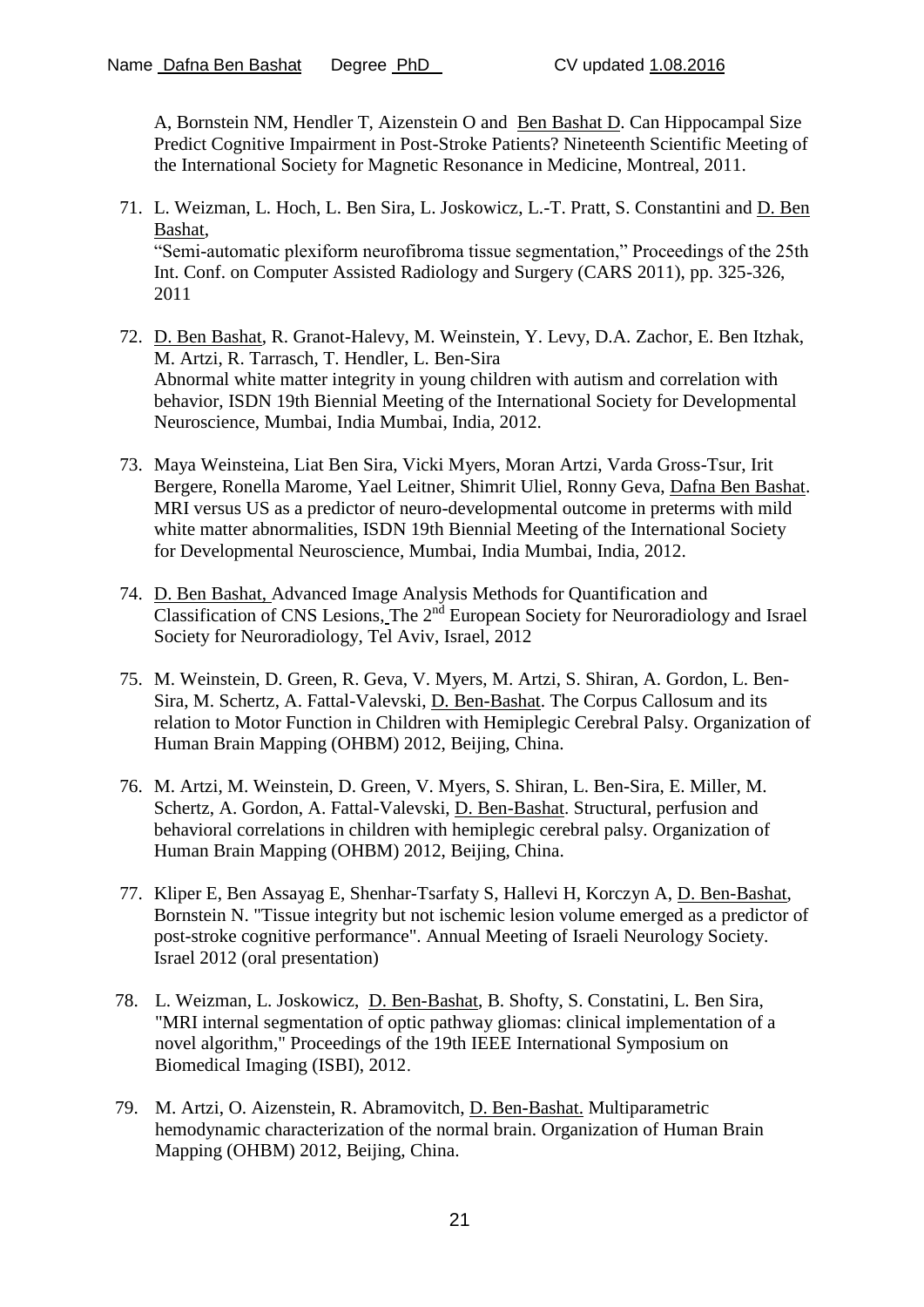A, Bornstein NM, Hendler T, Aizenstein O and Ben Bashat D. Can Hippocampal Size Predict Cognitive Impairment in Post-Stroke Patients? Nineteenth Scientific Meeting of the International Society for Magnetic Resonance in Medicine, Montreal, 2011.

71. L. Weizman, L. Hoch, L. Ben Sira, L. Joskowicz, L.-T. Pratt, S. Constantini and D. Ben Bashat, "Semi-automatic plexiform neurofibroma tissue segmentation," Proceedings of the 25th Int. Conf. on Computer Assisted Radiology and Surgery (CARS 2011), pp. 325-326, 2011

72. D. Ben Bashat, R. Granot-Halevy, M. Weinstein, Y. Levy, D.A. Zachor, E. Ben Itzhak, M. Artzi, R. Tarrasch, T. Hendler, L. Ben-Sira Abnormal white matter integrity in young children with autism and correlation with behavior, ISDN 19th Biennial Meeting of the International Society for Developmental Neuroscience, Mumbai, India Mumbai, India, 2012.

73. Maya Weinsteina, Liat Ben Sira, Vicki Myers, Moran Artzi, Varda Gross-Tsur, Irit Bergere, Ronella Marome, Yael Leitner, Shimrit Uliel, Ronny Geva, Dafna Ben Bashat. MRI versus US as a predictor of neuro-developmental outcome in preterms with mild white matter abnormalities, ISDN 19th Biennial Meeting of the International Society for Developmental Neuroscience, Mumbai, India Mumbai, India, 2012.

74. D. Ben Bashat, Advanced Image Analysis Methods for Quantification and Classification of CNS Lesions, The 2nd European Society for Neuroradiology and Israel Society for Neuroradiology, Tel Aviv, Israel, 2012

75. M. Weinstein, D. Green, R. Geva, V. Myers, M. Artzi, S. Shiran, A. Gordon, L. Ben-Sira, M. Schertz, A. Fattal-Valevski, D. Ben-Bashat. The Corpus Callosum and its relation to Motor Function in Children with Hemiplegic Cerebral Palsy. Organization of Human Brain Mapping (OHBM) 2012, Beijing, China.

76. M. Artzi, M. Weinstein, D. Green, V. Myers, S. Shiran, L. Ben-Sira, E. Miller, M. Schertz, A. Gordon, A. Fattal-Valevski, D. Ben-Bashat. Structural, perfusion and behavioral correlations in children with hemiplegic cerebral palsy. Organization of Human Brain Mapping (OHBM) 2012, Beijing, China.

77. Kliper E, Ben Assayag E, Shenhar-Tsarfaty S, Hallevi H, Korczyn A, D. Ben-Bashat, Bornstein N. "Tissue integrity but not ischemic lesion volume emerged as a predictor of post-stroke cognitive performance". Annual Meeting of Israeli Neurology Society. Israel 2012 (oral presentation)

78. L. Weizman, L. Joskowicz, D. Ben-Bashat, B. Shofty, S. Constatini, L. Ben Sira, "MRI internal segmentation of optic pathway gliomas: clinical implementation of a novel algorithm," Proceedings of the 19th IEEE International Symposium on Biomedical Imaging (ISBI), 2012.

79. M. Artzi, O. Aizenstein, R. Abramovitch, D. Ben-Bashat. Multiparametric hemodynamic characterization of the normal brain. Organization of Human Brain Mapping (OHBM) 2012, Beijing, China.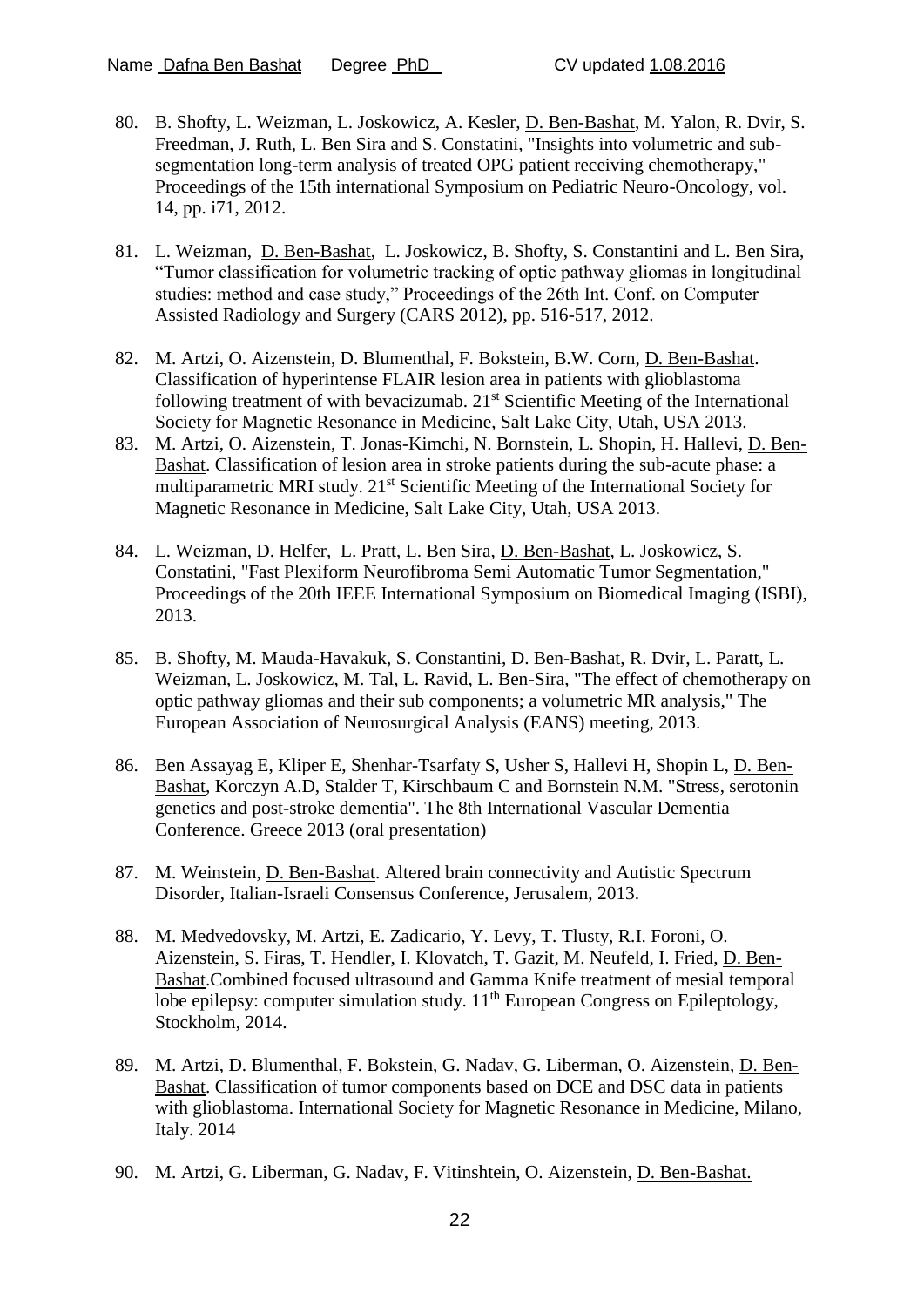80. B. Shofty, L. Weizman, L. Joskowicz, A. Kesler, D. Ben-Bashat, M. Yalon, R. Dvir, S. Freedman, J. Ruth, L. Ben Sira and S. Constatini, "Insights into volumetric and sub-segmentation long-term analysis of treated OPG patient receiving chemotherapy," Proceedings of the 15th international Symposium on Pediatric Neuro-Oncology, vol. 14, pp. i71, 2012.

81. L. Weizman, D. Ben-Bashat, L. Joskowicz, B. Shofty, S. Constantini and L. Ben Sira, "Tumor classification for volumetric tracking of optic pathway gliomas in longitudinal studies: method and case study," Proceedings of the 26th Int. Conf. on Computer Assisted Radiology and Surgery (CARS 2012), pp. 516-517, 2012.

82. M. Artzi, O. Aizenstein, D. Blumenthal, F. Bokstein, B.W. Corn, D. Ben-Bashat. Classification of hyperintense FLAIR lesion area in patients with glioblastoma following treatment of with bevacizumab. 21st Scientific Meeting of the International Society for Magnetic Resonance in Medicine, Salt Lake City, Utah, USA 2013.

83. M. Artzi, O. Aizenstein, T. Jonas-Kimchi, N. Bornstein, L. Shopin, H. Hallevi, D. Ben-Bashat. Classification of lesion area in stroke patients during the sub-acute phase: a multiparametric MRI study. 21st Scientific Meeting of the International Society for Magnetic Resonance in Medicine, Salt Lake City, Utah, USA 2013.

84. L. Weizman, D. Helfer, L. Pratt, L. Ben Sira, D. Ben-Bashat, L. Joskowicz, S. Constatini, "Fast Plexiform Neurofibroma Semi Automatic Tumor Segmentation," Proceedings of the 20th IEEE International Symposium on Biomedical Imaging (ISBI), 2013.

85. B. Shofty, M. Mauda-Havakuk, S. Constantini, D. Ben-Bashat, R. Dvir, L. Paratt, L. Weizman, L. Joskowicz, M. Tal, L. Ravid, L. Ben-Sira, "The effect of chemotherapy on optic pathway gliomas and their sub components; a volumetric MR analysis," The European Association of Neurosurgical Analysis (EANS) meeting, 2013.

86. Ben Assayag E, Kliper E, Shenhar-Tsarfaty S, Usher S, Hallevi H, Shopin L, D. Ben-Bashat, Korczyn A.D, Stalder T, Kirschbaum C and Bornstein N.M. "Stress, serotonin genetics and post-stroke dementia". The 8th International Vascular Dementia Conference. Greece 2013 (oral presentation)

87. M. Weinstein, D. Ben-Bashat. Altered brain connectivity and Autistic Spectrum Disorder, Italian-Israeli Consensus Conference, Jerusalem, 2013.

88. M. Medvedovsky, M. Artzi, E. Zadicario, Y. Levy, T. Tlusty, R.I. Foroni, O. Aizenstein, S. Firas, T. Hendler, I. Klovatch, T. Gazit, M. Neufeld, I. Fried, D. Ben-Bashat.Combined focused ultrasound and Gamma Knife treatment of mesial temporal lobe epilepsy: computer simulation study. 11th European Congress on Epileptology, Stockholm, 2014.

89. M. Artzi, D. Blumenthal, F. Bokstein, G. Nadav, G. Liberman, O. Aizenstein, D. Ben-Bashat. Classification of tumor components based on DCE and DSC data in patients with glioblastoma. International Society for Magnetic Resonance in Medicine, Milano, Italy. 2014

90. M. Artzi, G. Liberman, G. Nadav, F. Vitinshtein, O. Aizenstein, D. Ben-Bashat.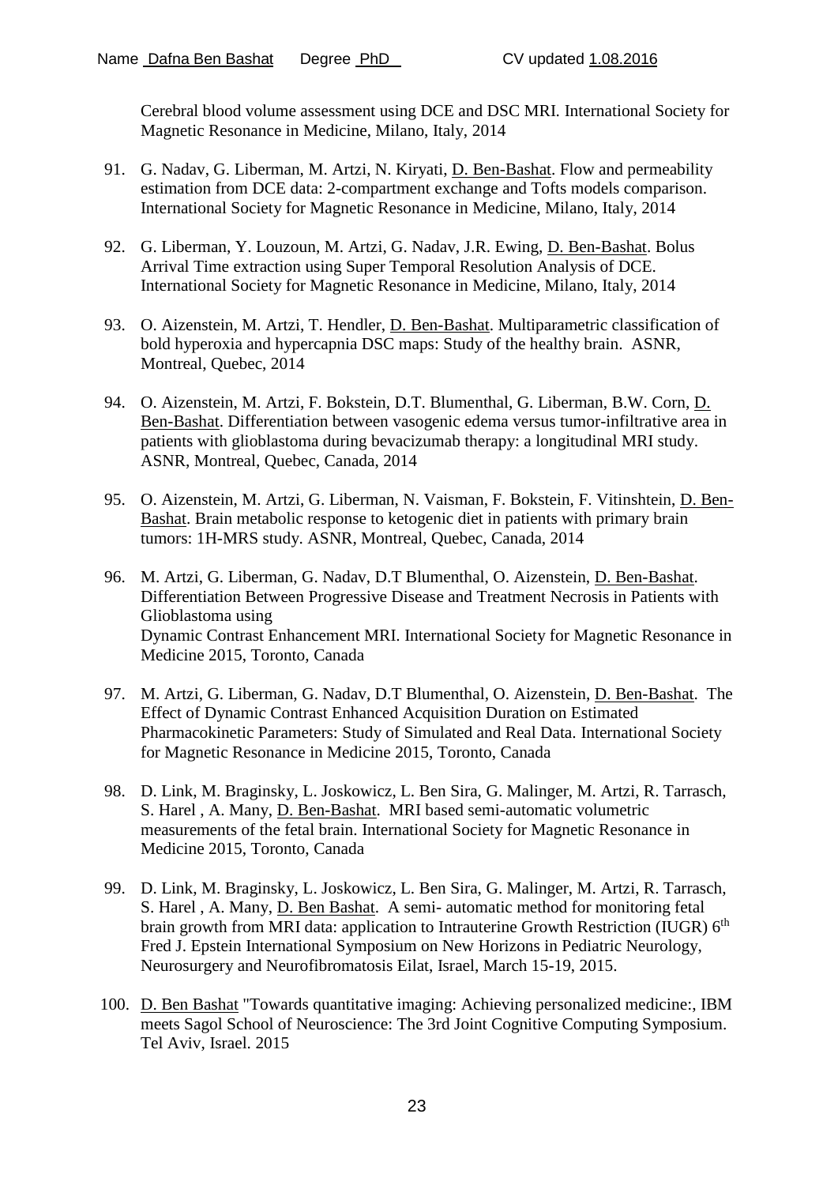Cerebral blood volume assessment using DCE and DSC MRI. International Society for Magnetic Resonance in Medicine, Milano, Italy, 2014

91. G. Nadav, G. Liberman, M. Artzi, N. Kiryati, D. Ben-Bashat. Flow and permeability estimation from DCE data: 2-compartment exchange and Tofts models comparison. International Society for Magnetic Resonance in Medicine, Milano, Italy, 2014

92. G. Liberman, Y. Louzoun, M. Artzi, G. Nadav, J.R. Ewing, D. Ben-Bashat. Bolus Arrival Time extraction using Super Temporal Resolution Analysis of DCE. International Society for Magnetic Resonance in Medicine, Milano, Italy, 2014

93. O. Aizenstein, M. Artzi, T. Hendler, D. Ben-Bashat. Multiparametric classification of bold hyperoxia and hypercapnia DSC maps: Study of the healthy brain. ASNR, Montreal, Quebec, 2014

94. O. Aizenstein, M. Artzi, F. Bokstein, D.T. Blumenthal, G. Liberman, B.W. Corn, D. Ben-Bashat. Differentiation between vasogenic edema versus tumor-infiltrative area in patients with glioblastoma during bevacizumab therapy: a longitudinal MRI study. ASNR, Montreal, Quebec, Canada, 2014

95. O. Aizenstein, M. Artzi, G. Liberman, N. Vaisman, F. Bokstein, F. Vitinshtein, D. Ben-Bashat. Brain metabolic response to ketogenic diet in patients with primary brain tumors: 1H-MRS study. ASNR, Montreal, Quebec, Canada, 2014

96. M. Artzi, G. Liberman, G. Nadav, D.T Blumenthal, O. Aizenstein, D. Ben-Bashat. Differentiation Between Progressive Disease and Treatment Necrosis in Patients with Glioblastoma using Dynamic Contrast Enhancement MRI. International Society for Magnetic Resonance in Medicine 2015, Toronto, Canada

97. M. Artzi, G. Liberman, G. Nadav, D.T Blumenthal, O. Aizenstein, D. Ben-Bashat. The Effect of Dynamic Contrast Enhanced Acquisition Duration on Estimated Pharmacokinetic Parameters: Study of Simulated and Real Data. International Society for Magnetic Resonance in Medicine 2015, Toronto, Canada

98. D. Link, M. Braginsky, L. Joskowicz, L. Ben Sira, G. Malinger, M. Artzi, R. Tarrasch, S. Harel , A. Many, D. Ben-Bashat. MRI based semi-automatic volumetric measurements of the fetal brain. International Society for Magnetic Resonance in Medicine 2015, Toronto, Canada

99. D. Link, M. Braginsky, L. Joskowicz, L. Ben Sira, G. Malinger, M. Artzi, R. Tarrasch, S. Harel , A. Many, D. Ben Bashat. A semi- automatic method for monitoring fetal brain growth from MRI data: application to Intrauterine Growth Restriction (IUGR) 6th Fred J. Epstein International Symposium on New Horizons in Pediatric Neurology, Neurosurgery and Neurofibromatosis Eilat, Israel, March 15-19, 2015.

100. D. Ben Bashat "Towards quantitative imaging: Achieving personalized medicine:, IBM meets Sagol School of Neuroscience: The 3rd Joint Cognitive Computing Symposium. Tel Aviv, Israel. 2015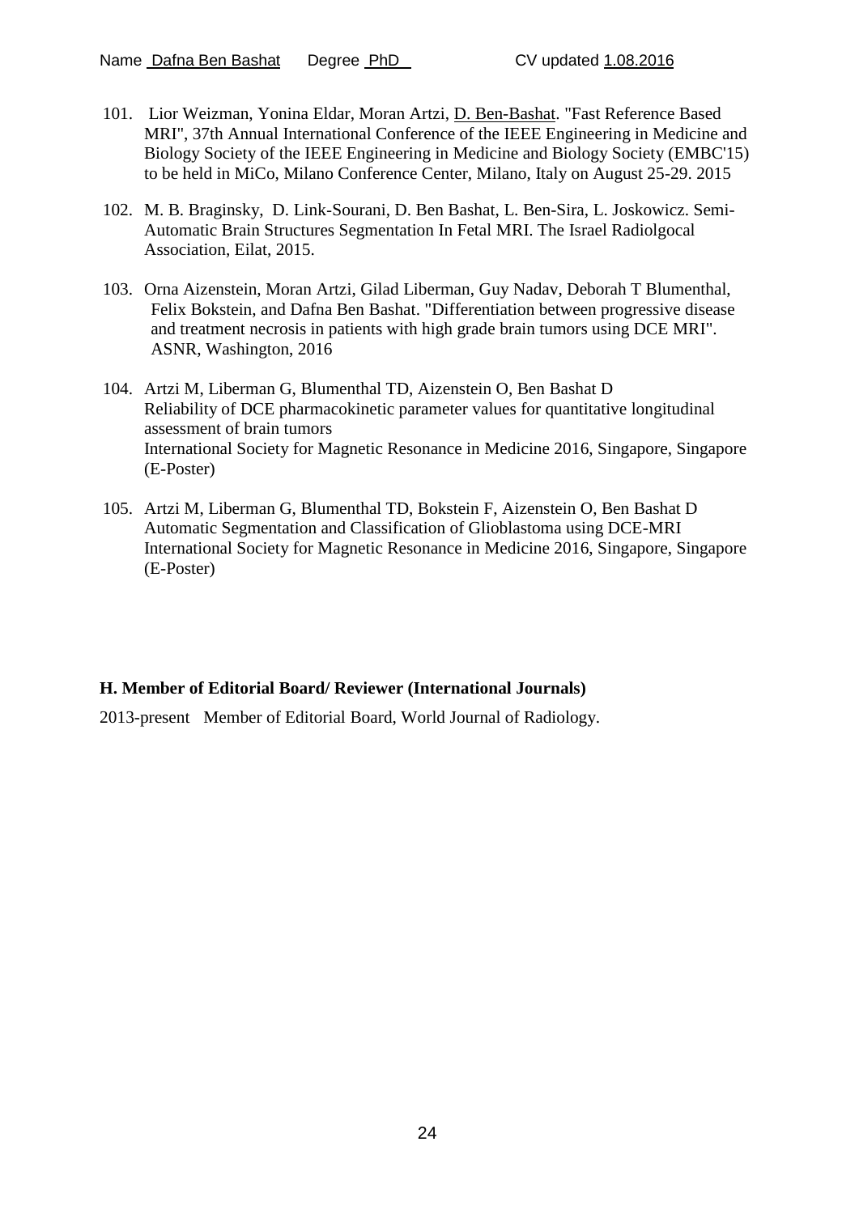101. Lior Weizman, Yonina Eldar, Moran Artzi, D. Ben-Bashat. "Fast Reference Based MRI", 37th Annual International Conference of the IEEE Engineering in Medicine and Biology Society of the IEEE Engineering in Medicine and Biology Society (EMBC'15) to be held in MiCo, Milano Conference Center, Milano, Italy on August 25-29. 2015

102. M. B. Braginsky, D. Link-Sourani, D. Ben Bashat, L. Ben-Sira, L. Joskowicz. Semi-Automatic Brain Structures Segmentation In Fetal MRI. The Israel Radiolgocal Association, Eilat, 2015.

103. Orna Aizenstein, Moran Artzi, Gilad Liberman, Guy Nadav, Deborah T Blumenthal, Felix Bokstein, and Dafna Ben Bashat. "Differentiation between progressive disease and treatment necrosis in patients with high grade brain tumors using DCE MRI". ASNR, Washington, 2016

104. Artzi M, Liberman G, Blumenthal TD, Aizenstein O, Ben Bashat D
Reliability of DCE pharmacokinetic parameter values for quantitative longitudinal assessment of brain tumors
International Society for Magnetic Resonance in Medicine 2016, Singapore, Singapore (E-Poster)

105. Artzi M, Liberman G, Blumenthal TD, Bokstein F, Aizenstein O, Ben Bashat D
Automatic Segmentation and Classification of Glioblastoma using DCE-MRI
International Society for Magnetic Resonance in Medicine 2016, Singapore, Singapore (E-Poster)

**H. Member of Editorial Board/ Reviewer (International Journals)**

2013-present Member of Editorial Board, World Journal of Radiology.